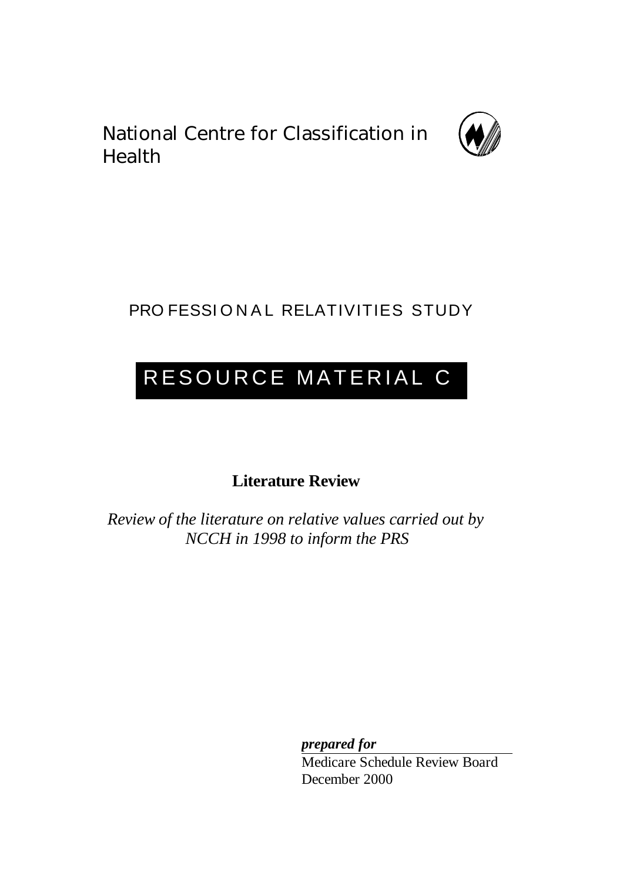National Centre for Classification in Health

PROFESSIONAL RELATIVITIES STUDY

# RESOURCE MATERIAL C

**Literature Review**

*Review of the literature on relative values carried out by NCCH in 1998 to inform the PRS*

***prepared for***

Medicare Schedule Review Board
December 2000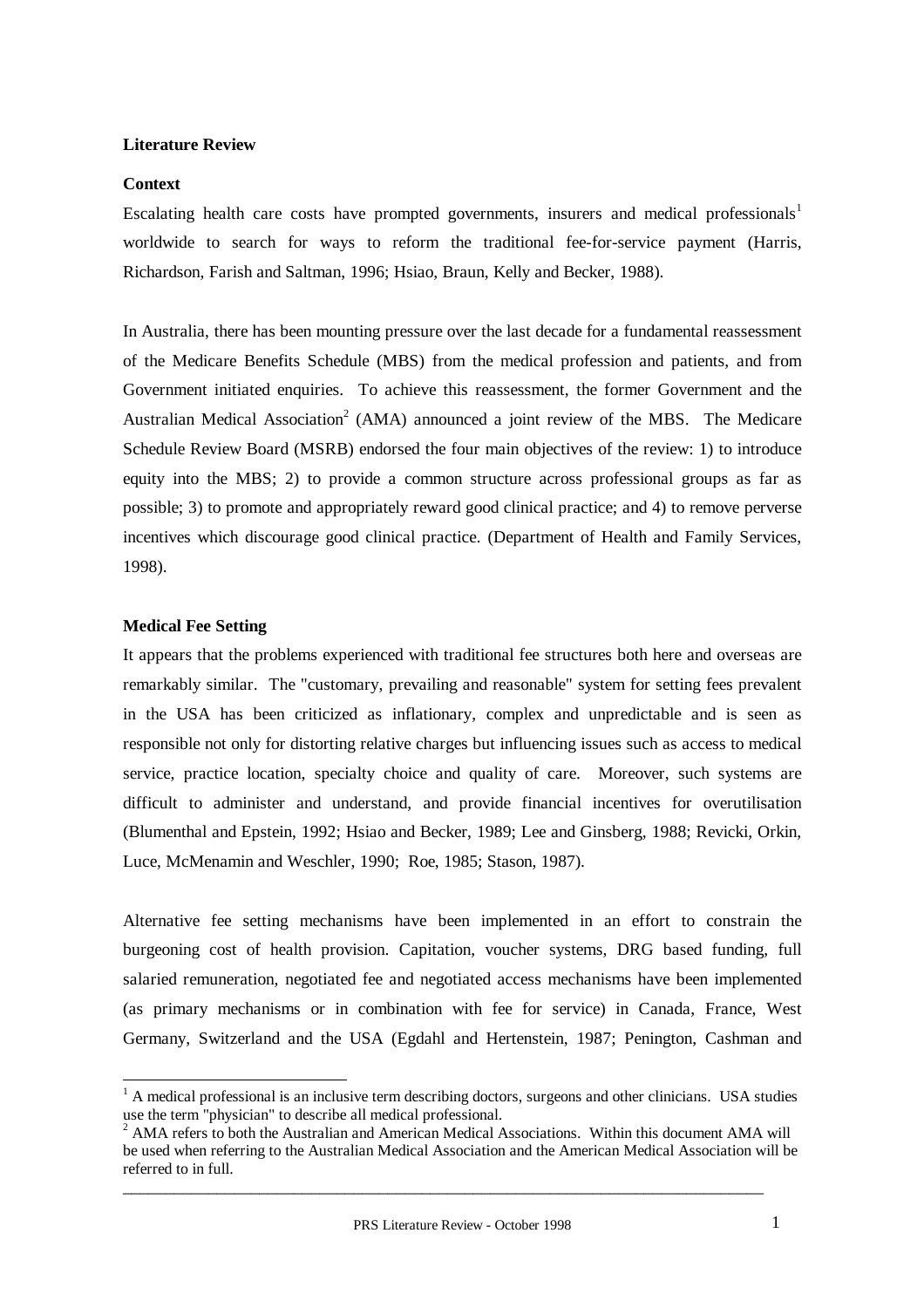**Literature Review**

**Context**

Escalating health care costs have prompted governments, insurers and medical professionals[1] worldwide to search for ways to reform the traditional fee-for-service payment (Harris, Richardson, Farish and Saltman, 1996; Hsiao, Braun, Kelly and Becker, 1988).

In Australia, there has been mounting pressure over the last decade for a fundamental reassessment of the Medicare Benefits Schedule (MBS) from the medical profession and patients, and from Government initiated enquiries. To achieve this reassessment, the former Government and the Australian Medical Association[2] (AMA) announced a joint review of the MBS. The Medicare Schedule Review Board (MSRB) endorsed the four main objectives of the review: 1) to introduce equity into the MBS; 2) to provide a common structure across professional groups as far as possible; 3) to promote and appropriately reward good clinical practice; and 4) to remove perverse incentives which discourage good clinical practice. (Department of Health and Family Services, 1998).

**Medical Fee Setting**

It appears that the problems experienced with traditional fee structures both here and overseas are remarkably similar. The "customary, prevailing and reasonable" system for setting fees prevalent in the USA has been criticized as inflationary, complex and unpredictable and is seen as responsible not only for distorting relative charges but influencing issues such as access to medical service, practice location, specialty choice and quality of care. Moreover, such systems are difficult to administer and understand, and provide financial incentives for overutilisation (Blumenthal and Epstein, 1992; Hsiao and Becker, 1989; Lee and Ginsberg, 1988; Revicki, Orkin, Luce, McMenamin and Weschler, 1990; Roe, 1985; Stason, 1987).

Alternative fee setting mechanisms have been implemented in an effort to constrain the burgeoning cost of health provision. Capitation, voucher systems, DRG based funding, full salaried remuneration, negotiated fee and negotiated access mechanisms have been implemented (as primary mechanisms or in combination with fee for service) in Canada, France, West Germany, Switzerland and the USA (Egdahl and Hertenstein, 1987; Penington, Cashman and

---

[1] A medical professional is an inclusive term describing doctors, surgeons and other clinicians. USA studies use the term "physician" to describe all medical professional.

[2] AMA refers to both the Australian and American Medical Associations. Within this document AMA will be used when referring to the Australian Medical Association and the American Medical Association will be referred to in full.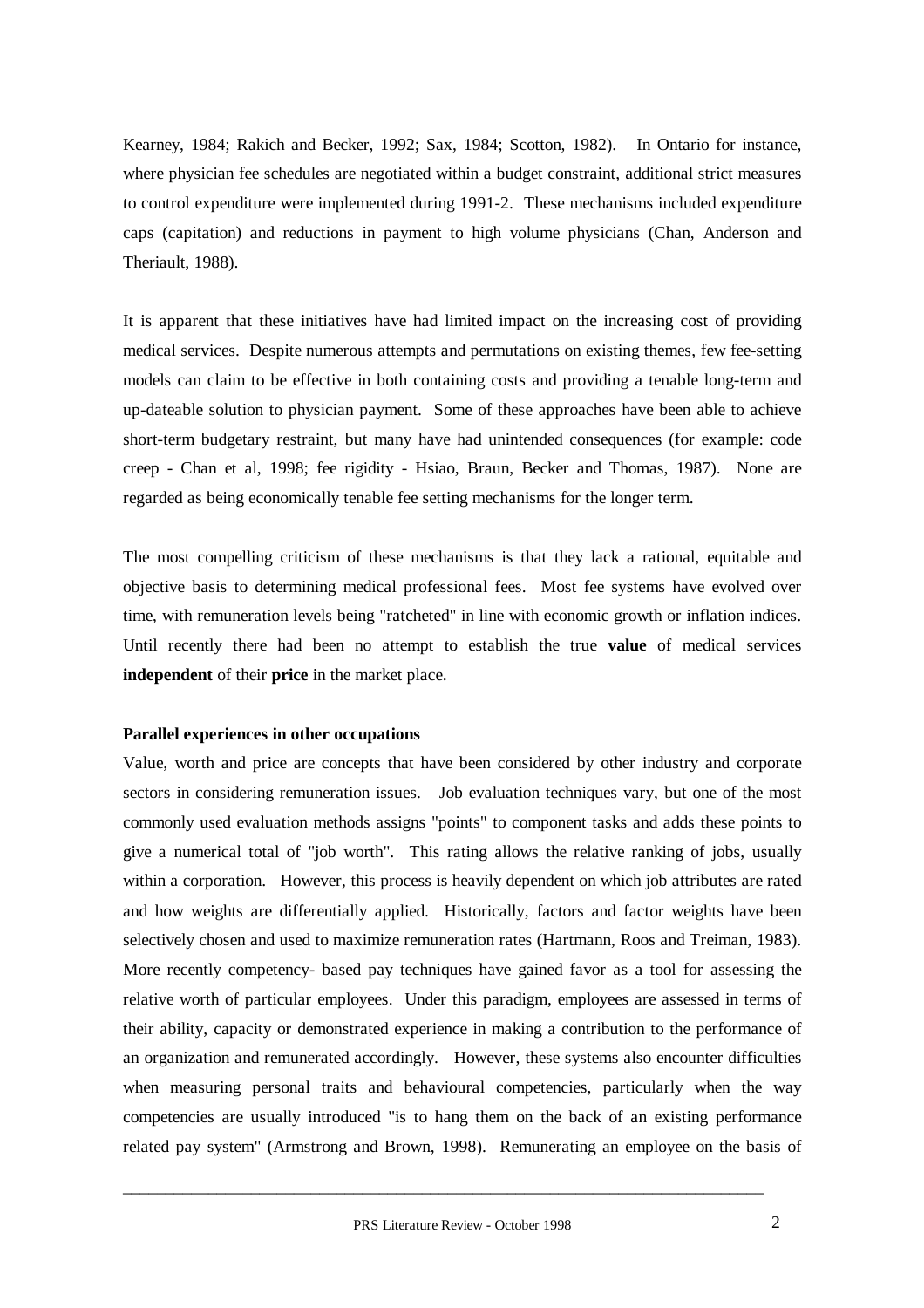Kearney, 1984; Rakich and Becker, 1992; Sax, 1984; Scotton, 1982). In Ontario for instance, where physician fee schedules are negotiated within a budget constraint, additional strict measures to control expenditure were implemented during 1991-2. These mechanisms included expenditure caps (capitation) and reductions in payment to high volume physicians (Chan, Anderson and Theriault, 1988).

It is apparent that these initiatives have had limited impact on the increasing cost of providing medical services. Despite numerous attempts and permutations on existing themes, few fee-setting models can claim to be effective in both containing costs and providing a tenable long-term and up-dateable solution to physician payment. Some of these approaches have been able to achieve short-term budgetary restraint, but many have had unintended consequences (for example: code creep - Chan et al, 1998; fee rigidity - Hsiao, Braun, Becker and Thomas, 1987). None are regarded as being economically tenable fee setting mechanisms for the longer term.

The most compelling criticism of these mechanisms is that they lack a rational, equitable and objective basis to determining medical professional fees. Most fee systems have evolved over time, with remuneration levels being "ratcheted" in line with economic growth or inflation indices. Until recently there had been no attempt to establish the true **value** of medical services **independent** of their **price** in the market place.

**Parallel experiences in other occupations**

Value, worth and price are concepts that have been considered by other industry and corporate sectors in considering remuneration issues. Job evaluation techniques vary, but one of the most commonly used evaluation methods assigns "points" to component tasks and adds these points to give a numerical total of "job worth". This rating allows the relative ranking of jobs, usually within a corporation. However, this process is heavily dependent on which job attributes are rated and how weights are differentially applied. Historically, factors and factor weights have been selectively chosen and used to maximize remuneration rates (Hartmann, Roos and Treiman, 1983). More recently competency- based pay techniques have gained favor as a tool for assessing the relative worth of particular employees. Under this paradigm, employees are assessed in terms of their ability, capacity or demonstrated experience in making a contribution to the performance of an organization and remunerated accordingly. However, these systems also encounter difficulties when measuring personal traits and behavioural competencies, particularly when the way competencies are usually introduced "is to hang them on the back of an existing performance related pay system" (Armstrong and Brown, 1998). Remunerating an employee on the basis of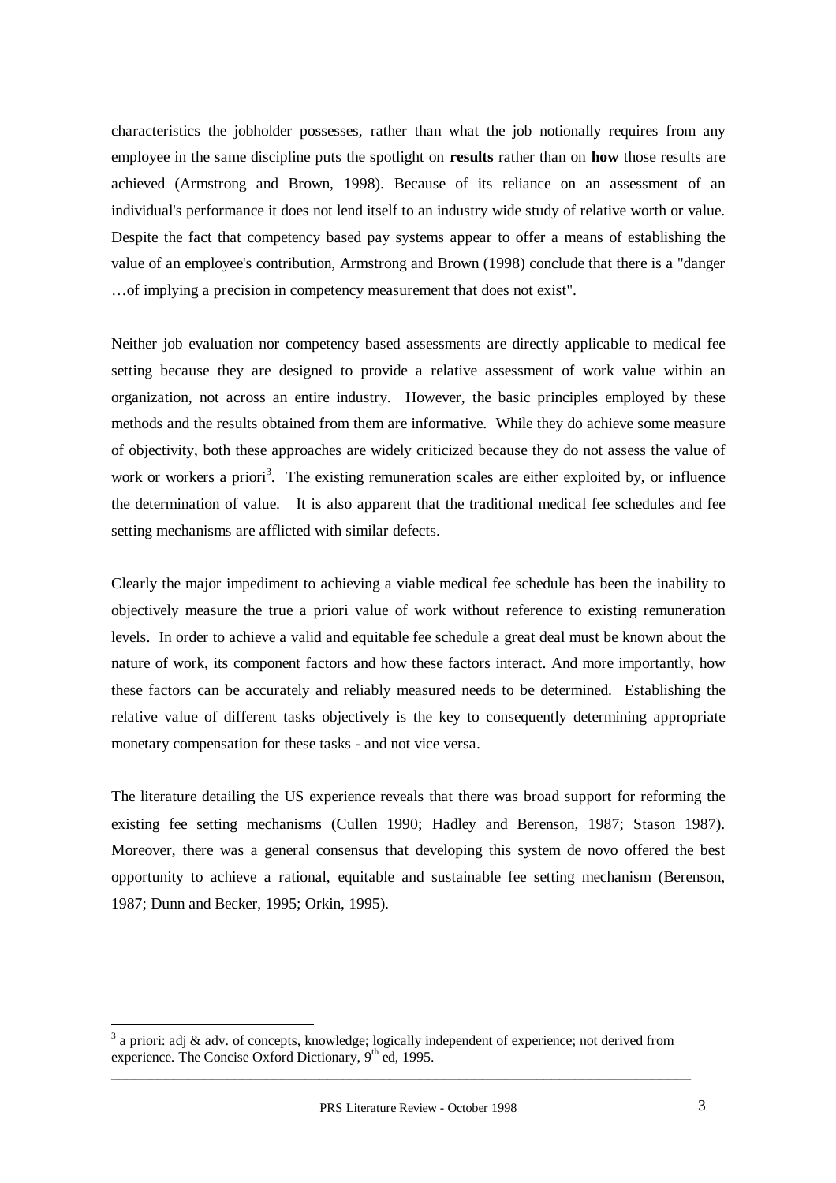characteristics the jobholder possesses, rather than what the job notionally requires from any employee in the same discipline puts the spotlight on **results** rather than on **how** those results are achieved (Armstrong and Brown, 1998). Because of its reliance on an assessment of an individual's performance it does not lend itself to an industry wide study of relative worth or value. Despite the fact that competency based pay systems appear to offer a means of establishing the value of an employee's contribution, Armstrong and Brown (1998) conclude that there is a "danger …of implying a precision in competency measurement that does not exist".

Neither job evaluation nor competency based assessments are directly applicable to medical fee setting because they are designed to provide a relative assessment of work value within an organization, not across an entire industry. However, the basic principles employed by these methods and the results obtained from them are informative. While they do achieve some measure of objectivity, both these approaches are widely criticized because they do not assess the value of work or workers a priori[3]. The existing remuneration scales are either exploited by, or influence the determination of value. It is also apparent that the traditional medical fee schedules and fee setting mechanisms are afflicted with similar defects.

Clearly the major impediment to achieving a viable medical fee schedule has been the inability to objectively measure the true a priori value of work without reference to existing remuneration levels. In order to achieve a valid and equitable fee schedule a great deal must be known about the nature of work, its component factors and how these factors interact. And more importantly, how these factors can be accurately and reliably measured needs to be determined. Establishing the relative value of different tasks objectively is the key to consequently determining appropriate monetary compensation for these tasks - and not vice versa.

The literature detailing the US experience reveals that there was broad support for reforming the existing fee setting mechanisms (Cullen 1990; Hadley and Berenson, 1987; Stason 1987). Moreover, there was a general consensus that developing this system de novo offered the best opportunity to achieve a rational, equitable and sustainable fee setting mechanism (Berenson, 1987; Dunn and Becker, 1995; Orkin, 1995).

---

[3] a priori: adj & adv. of concepts, knowledge; logically independent of experience; not derived from experience. The Concise Oxford Dictionary, 9th ed, 1995.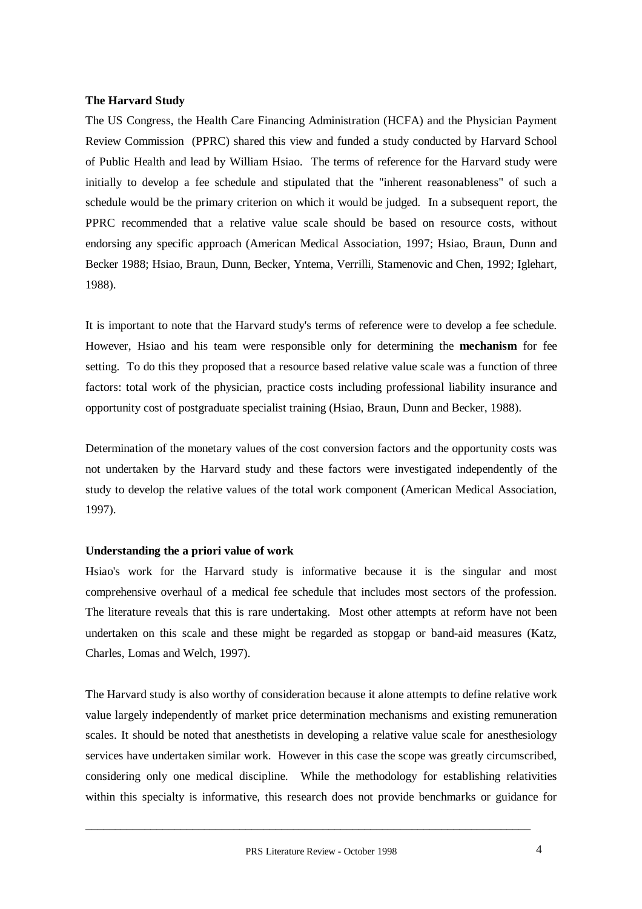**The Harvard Study**

The US Congress, the Health Care Financing Administration (HCFA) and the Physician Payment Review Commission (PPRC) shared this view and funded a study conducted by Harvard School of Public Health and lead by William Hsiao. The terms of reference for the Harvard study were initially to develop a fee schedule and stipulated that the "inherent reasonableness" of such a schedule would be the primary criterion on which it would be judged. In a subsequent report, the PPRC recommended that a relative value scale should be based on resource costs, without endorsing any specific approach (American Medical Association, 1997; Hsiao, Braun, Dunn and Becker 1988; Hsiao, Braun, Dunn, Becker, Yntema, Verrilli, Stamenovic and Chen, 1992; Iglehart, 1988).

It is important to note that the Harvard study's terms of reference were to develop a fee schedule. However, Hsiao and his team were responsible only for determining the **mechanism** for fee setting. To do this they proposed that a resource based relative value scale was a function of three factors: total work of the physician, practice costs including professional liability insurance and opportunity cost of postgraduate specialist training (Hsiao, Braun, Dunn and Becker, 1988).

Determination of the monetary values of the cost conversion factors and the opportunity costs was not undertaken by the Harvard study and these factors were investigated independently of the study to develop the relative values of the total work component (American Medical Association, 1997).

**Understanding the a priori value of work**

Hsiao's work for the Harvard study is informative because it is the singular and most comprehensive overhaul of a medical fee schedule that includes most sectors of the profession. The literature reveals that this is rare undertaking. Most other attempts at reform have not been undertaken on this scale and these might be regarded as stopgap or band-aid measures (Katz, Charles, Lomas and Welch, 1997).

The Harvard study is also worthy of consideration because it alone attempts to define relative work value largely independently of market price determination mechanisms and existing remuneration scales. It should be noted that anesthetists in developing a relative value scale for anesthesiology services have undertaken similar work. However in this case the scope was greatly circumscribed, considering only one medical discipline. While the methodology for establishing relativities within this specialty is informative, this research does not provide benchmarks or guidance for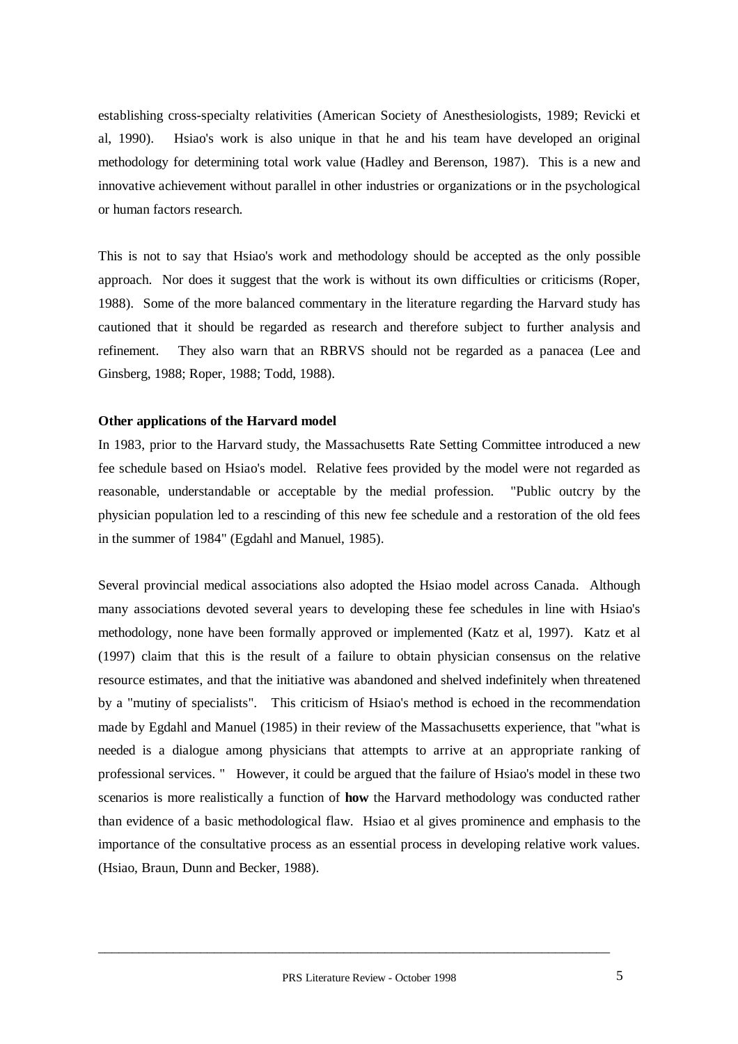establishing cross-specialty relativities (American Society of Anesthesiologists, 1989; Revicki et al, 1990). Hsiao's work is also unique in that he and his team have developed an original methodology for determining total work value (Hadley and Berenson, 1987). This is a new and innovative achievement without parallel in other industries or organizations or in the psychological or human factors research.

This is not to say that Hsiao's work and methodology should be accepted as the only possible approach. Nor does it suggest that the work is without its own difficulties or criticisms (Roper, 1988). Some of the more balanced commentary in the literature regarding the Harvard study has cautioned that it should be regarded as research and therefore subject to further analysis and refinement. They also warn that an RBRVS should not be regarded as a panacea (Lee and Ginsberg, 1988; Roper, 1988; Todd, 1988).

**Other applications of the Harvard model**

In 1983, prior to the Harvard study, the Massachusetts Rate Setting Committee introduced a new fee schedule based on Hsiao's model. Relative fees provided by the model were not regarded as reasonable, understandable or acceptable by the medial profession. "Public outcry by the physician population led to a rescinding of this new fee schedule and a restoration of the old fees in the summer of 1984" (Egdahl and Manuel, 1985).

Several provincial medical associations also adopted the Hsiao model across Canada. Although many associations devoted several years to developing these fee schedules in line with Hsiao's methodology, none have been formally approved or implemented (Katz et al, 1997). Katz et al (1997) claim that this is the result of a failure to obtain physician consensus on the relative resource estimates, and that the initiative was abandoned and shelved indefinitely when threatened by a "mutiny of specialists". This criticism of Hsiao's method is echoed in the recommendation made by Egdahl and Manuel (1985) in their review of the Massachusetts experience, that "what is needed is a dialogue among physicians that attempts to arrive at an appropriate ranking of professional services. " However, it could be argued that the failure of Hsiao's model in these two scenarios is more realistically a function of **how** the Harvard methodology was conducted rather than evidence of a basic methodological flaw. Hsiao et al gives prominence and emphasis to the importance of the consultative process as an essential process in developing relative work values. (Hsiao, Braun, Dunn and Becker, 1988).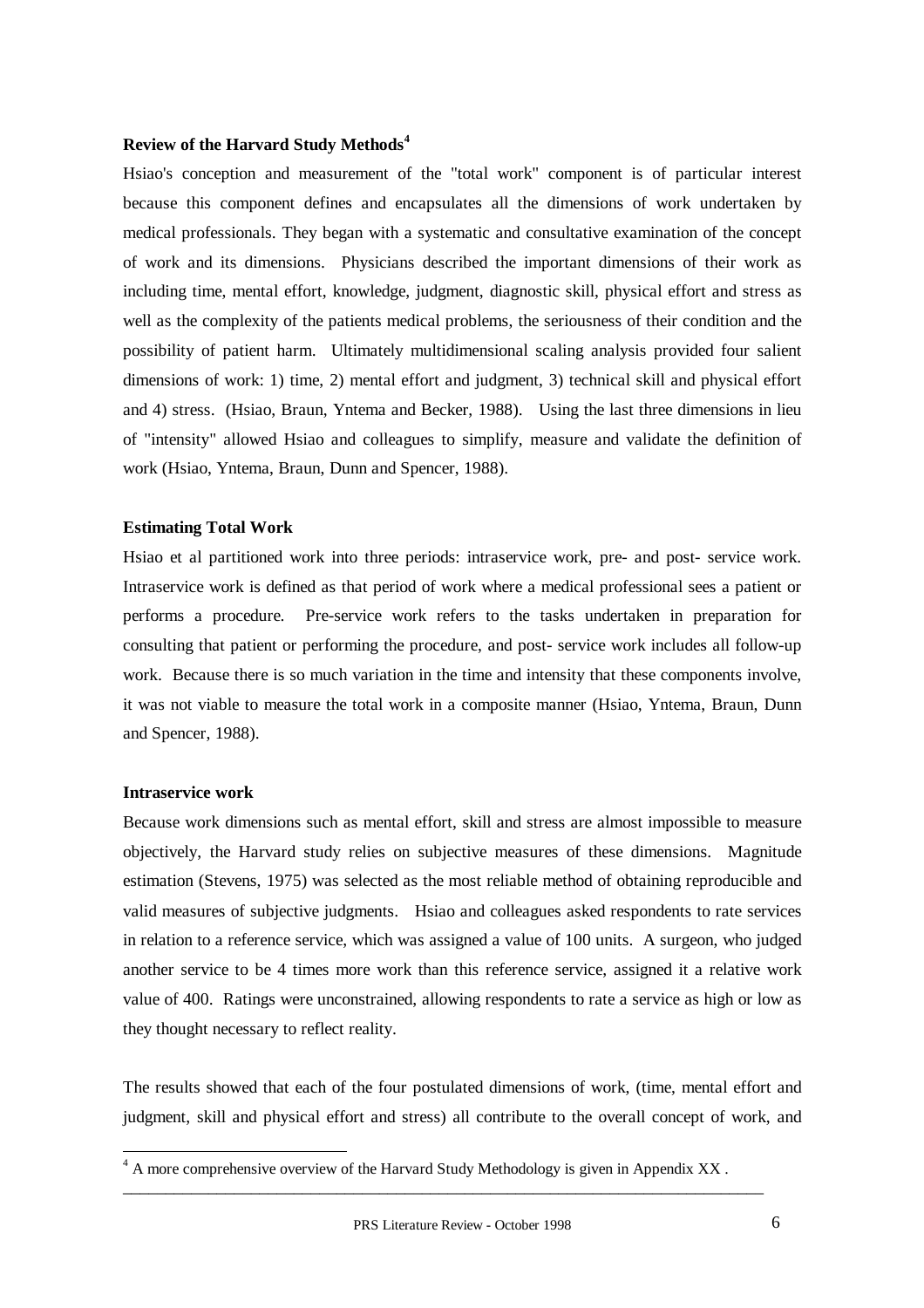### Review of the Harvard Study Methods[4]

Hsiao's conception and measurement of the "total work" component is of particular interest because this component defines and encapsulates all the dimensions of work undertaken by medical professionals. They began with a systematic and consultative examination of the concept of work and its dimensions. Physicians described the important dimensions of their work as including time, mental effort, knowledge, judgment, diagnostic skill, physical effort and stress as well as the complexity of the patients medical problems, the seriousness of their condition and the possibility of patient harm. Ultimately multidimensional scaling analysis provided four salient dimensions of work: 1) time, 2) mental effort and judgment, 3) technical skill and physical effort and 4) stress. (Hsiao, Braun, Yntema and Becker, 1988). Using the last three dimensions in lieu of "intensity" allowed Hsiao and colleagues to simplify, measure and validate the definition of work (Hsiao, Yntema, Braun, Dunn and Spencer, 1988).

### Estimating Total Work

Hsiao et al partitioned work into three periods: intraservice work, pre- and post- service work. Intraservice work is defined as that period of work where a medical professional sees a patient or performs a procedure. Pre-service work refers to the tasks undertaken in preparation for consulting that patient or performing the procedure, and post- service work includes all follow-up work. Because there is so much variation in the time and intensity that these components involve, it was not viable to measure the total work in a composite manner (Hsiao, Yntema, Braun, Dunn and Spencer, 1988).

### Intraservice work

Because work dimensions such as mental effort, skill and stress are almost impossible to measure objectively, the Harvard study relies on subjective measures of these dimensions. Magnitude estimation (Stevens, 1975) was selected as the most reliable method of obtaining reproducible and valid measures of subjective judgments. Hsiao and colleagues asked respondents to rate services in relation to a reference service, which was assigned a value of 100 units. A surgeon, who judged another service to be 4 times more work than this reference service, assigned it a relative work value of 400. Ratings were unconstrained, allowing respondents to rate a service as high or low as they thought necessary to reflect reality.

The results showed that each of the four postulated dimensions of work, (time, mental effort and judgment, skill and physical effort and stress) all contribute to the overall concept of work, and

[4] A more comprehensive overview of the Harvard Study Methodology is given in Appendix XX .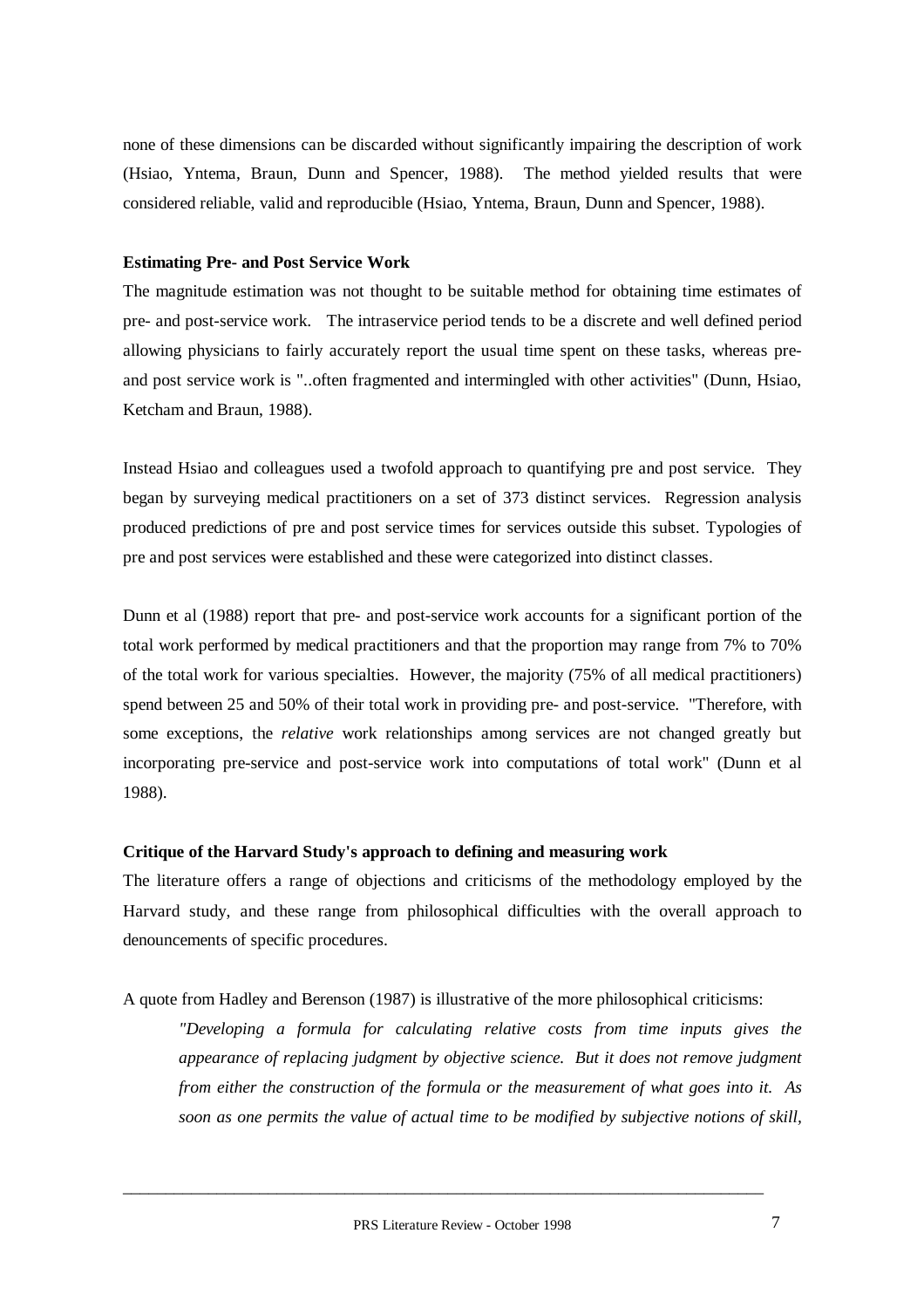none of these dimensions can be discarded without significantly impairing the description of work (Hsiao, Yntema, Braun, Dunn and Spencer, 1988). The method yielded results that were considered reliable, valid and reproducible (Hsiao, Yntema, Braun, Dunn and Spencer, 1988).

**Estimating Pre- and Post Service Work**

The magnitude estimation was not thought to be suitable method for obtaining time estimates of pre- and post-service work. The intraservice period tends to be a discrete and well defined period allowing physicians to fairly accurately report the usual time spent on these tasks, whereas pre- and post service work is "..often fragmented and intermingled with other activities" (Dunn, Hsiao, Ketcham and Braun, 1988).

Instead Hsiao and colleagues used a twofold approach to quantifying pre and post service. They began by surveying medical practitioners on a set of 373 distinct services. Regression analysis produced predictions of pre and post service times for services outside this subset. Typologies of pre and post services were established and these were categorized into distinct classes.

Dunn et al (1988) report that pre- and post-service work accounts for a significant portion of the total work performed by medical practitioners and that the proportion may range from 7% to 70% of the total work for various specialties. However, the majority (75% of all medical practitioners) spend between 25 and 50% of their total work in providing pre- and post-service. "Therefore, with some exceptions, the *relative* work relationships among services are not changed greatly but incorporating pre-service and post-service work into computations of total work" (Dunn et al 1988).

**Critique of the Harvard Study's approach to defining and measuring work**

The literature offers a range of objections and criticisms of the methodology employed by the Harvard study, and these range from philosophical difficulties with the overall approach to denouncements of specific procedures.

A quote from Hadley and Berenson (1987) is illustrative of the more philosophical criticisms:

> *"Developing a formula for calculating relative costs from time inputs gives the appearance of replacing judgment by objective science. But it does not remove judgment from either the construction of the formula or the measurement of what goes into it. As soon as one permits the value of actual time to be modified by subjective notions of skill,*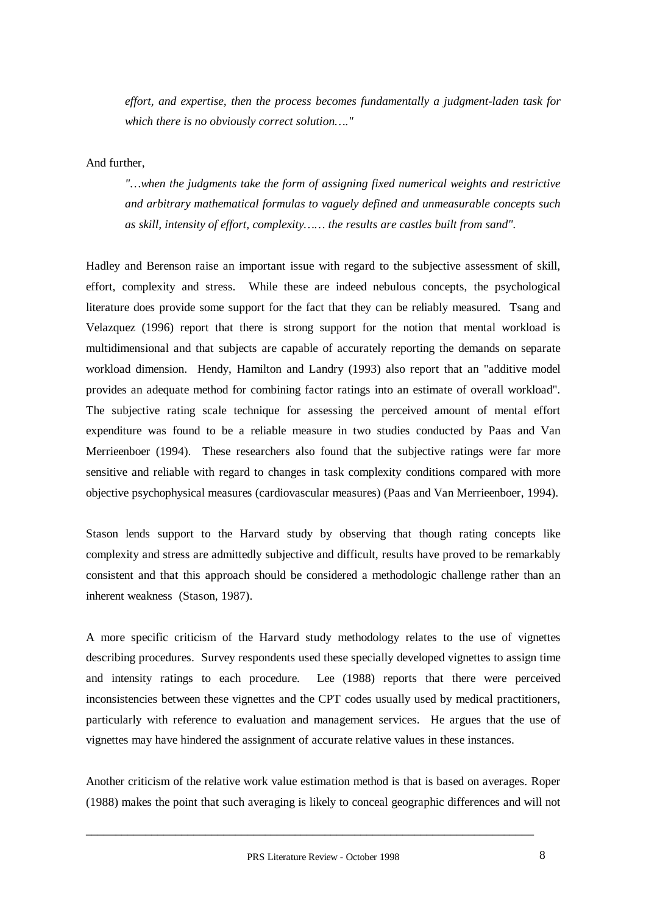*effort, and expertise, then the process becomes fundamentally a judgment-laden task for which there is no obviously correct solution…."*

And further,

*"…when the judgments take the form of assigning fixed numerical weights and restrictive and arbitrary mathematical formulas to vaguely defined and unmeasurable concepts such as skill, intensity of effort, complexity…… the results are castles built from sand".*

Hadley and Berenson raise an important issue with regard to the subjective assessment of skill, effort, complexity and stress. While these are indeed nebulous concepts, the psychological literature does provide some support for the fact that they can be reliably measured. Tsang and Velazquez (1996) report that there is strong support for the notion that mental workload is multidimensional and that subjects are capable of accurately reporting the demands on separate workload dimension. Hendy, Hamilton and Landry (1993) also report that an "additive model provides an adequate method for combining factor ratings into an estimate of overall workload". The subjective rating scale technique for assessing the perceived amount of mental effort expenditure was found to be a reliable measure in two studies conducted by Paas and Van Merrieenboer (1994). These researchers also found that the subjective ratings were far more sensitive and reliable with regard to changes in task complexity conditions compared with more objective psychophysical measures (cardiovascular measures) (Paas and Van Merrieenboer, 1994).

Stason lends support to the Harvard study by observing that though rating concepts like complexity and stress are admittedly subjective and difficult, results have proved to be remarkably consistent and that this approach should be considered a methodologic challenge rather than an inherent weakness (Stason, 1987).

A more specific criticism of the Harvard study methodology relates to the use of vignettes describing procedures. Survey respondents used these specially developed vignettes to assign time and intensity ratings to each procedure. Lee (1988) reports that there were perceived inconsistencies between these vignettes and the CPT codes usually used by medical practitioners, particularly with reference to evaluation and management services. He argues that the use of vignettes may have hindered the assignment of accurate relative values in these instances.

Another criticism of the relative work value estimation method is that is based on averages. Roper (1988) makes the point that such averaging is likely to conceal geographic differences and will not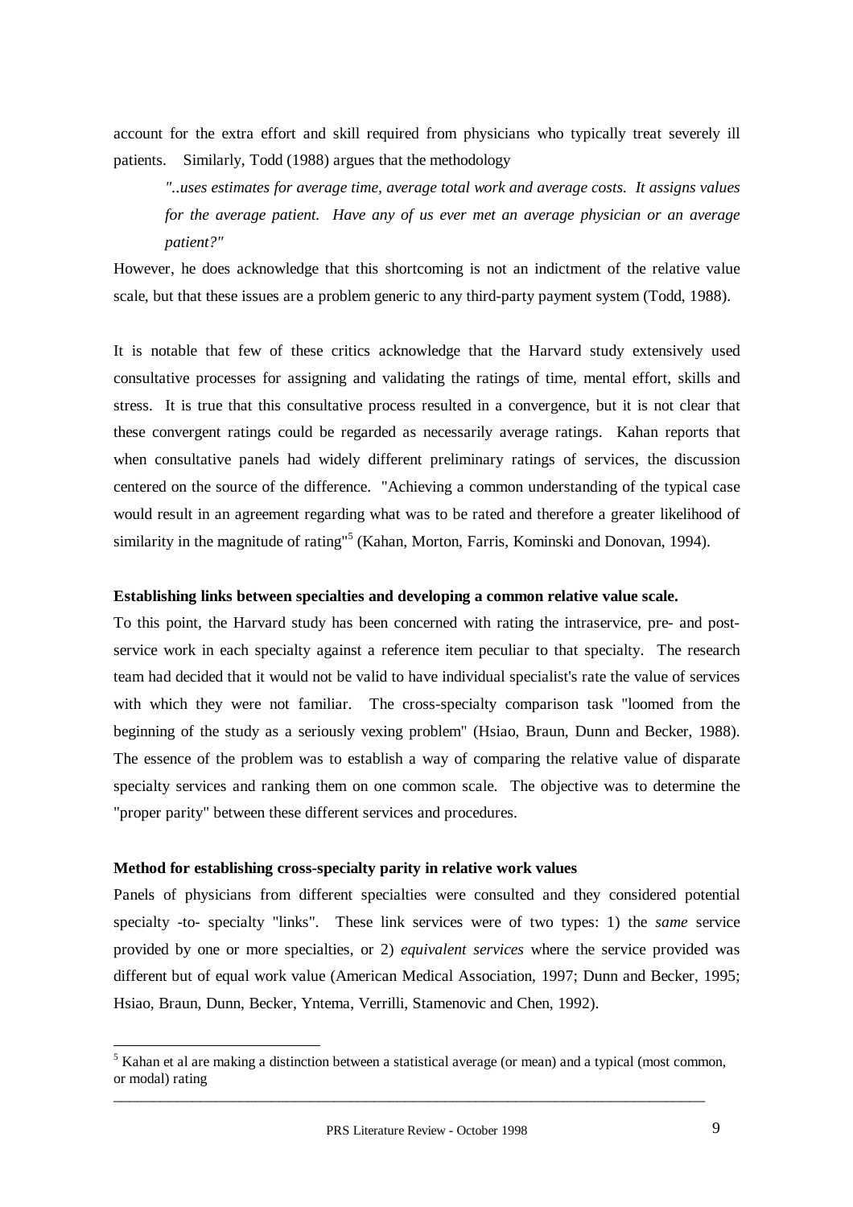account for the extra effort and skill required from physicians who typically treat severely ill patients. Similarly, Todd (1988) argues that the methodology

> *"..uses estimates for average time, average total work and average costs. It assigns values for the average patient. Have any of us ever met an average physician or an average patient?"*

However, he does acknowledge that this shortcoming is not an indictment of the relative value scale, but that these issues are a problem generic to any third-party payment system (Todd, 1988).

It is notable that few of these critics acknowledge that the Harvard study extensively used consultative processes for assigning and validating the ratings of time, mental effort, skills and stress. It is true that this consultative process resulted in a convergence, but it is not clear that these convergent ratings could be regarded as necessarily average ratings. Kahan reports that when consultative panels had widely different preliminary ratings of services, the discussion centered on the source of the difference. "Achieving a common understanding of the typical case would result in an agreement regarding what was to be rated and therefore a greater likelihood of similarity in the magnitude of rating"[5] (Kahan, Morton, Farris, Kominski and Donovan, 1994).

**Establishing links between specialties and developing a common relative value scale.**

To this point, the Harvard study has been concerned with rating the intraservice, pre- and post-service work in each specialty against a reference item peculiar to that specialty. The research team had decided that it would not be valid to have individual specialist's rate the value of services with which they were not familiar. The cross-specialty comparison task "loomed from the beginning of the study as a seriously vexing problem" (Hsiao, Braun, Dunn and Becker, 1988). The essence of the problem was to establish a way of comparing the relative value of disparate specialty services and ranking them on one common scale. The objective was to determine the "proper parity" between these different services and procedures.

**Method for establishing cross-specialty parity in relative work values**

Panels of physicians from different specialties were consulted and they considered potential specialty -to- specialty "links". These link services were of two types: 1) the *same* service provided by one or more specialties, or 2) *equivalent services* where the service provided was different but of equal work value (American Medical Association, 1997; Dunn and Becker, 1995; Hsiao, Braun, Dunn, Becker, Yntema, Verrilli, Stamenovic and Chen, 1992).

[5] Kahan et al are making a distinction between a statistical average (or mean) and a typical (most common, or modal) rating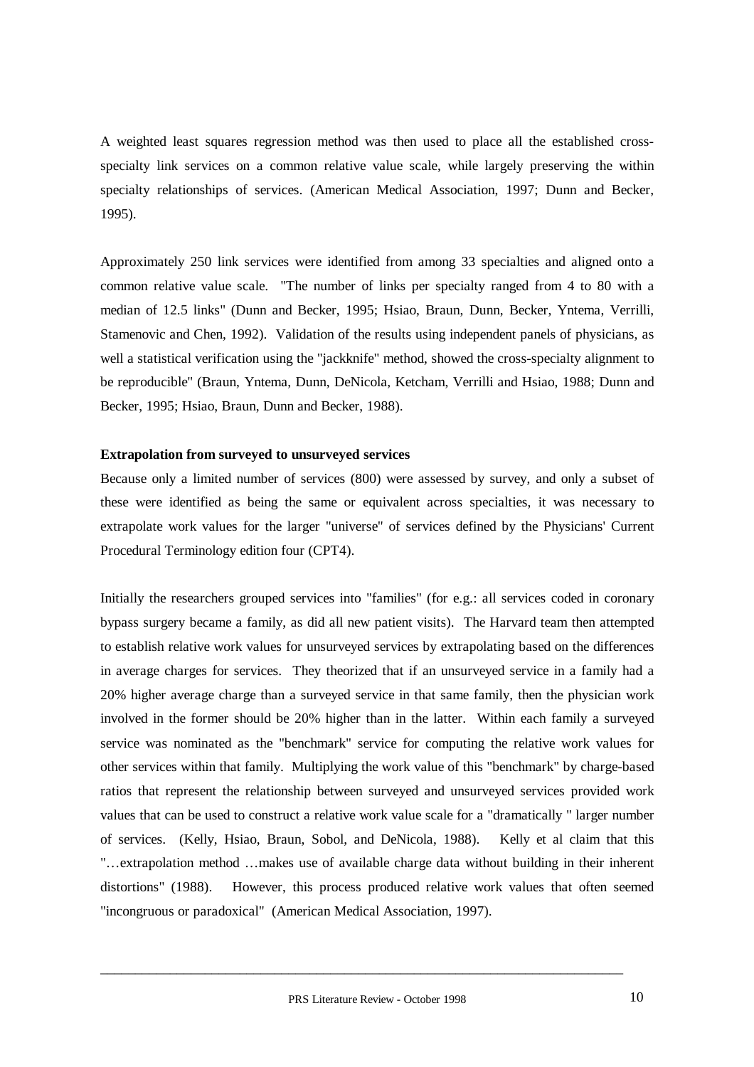A weighted least squares regression method was then used to place all the established cross-specialty link services on a common relative value scale, while largely preserving the within specialty relationships of services. (American Medical Association, 1997; Dunn and Becker, 1995).

Approximately 250 link services were identified from among 33 specialties and aligned onto a common relative value scale. "The number of links per specialty ranged from 4 to 80 with a median of 12.5 links" (Dunn and Becker, 1995; Hsiao, Braun, Dunn, Becker, Yntema, Verrilli, Stamenovic and Chen, 1992). Validation of the results using independent panels of physicians, as well a statistical verification using the "jackknife" method, showed the cross-specialty alignment to be reproducible" (Braun, Yntema, Dunn, DeNicola, Ketcham, Verrilli and Hsiao, 1988; Dunn and Becker, 1995; Hsiao, Braun, Dunn and Becker, 1988).

**Extrapolation from surveyed to unsurveyed services**

Because only a limited number of services (800) were assessed by survey, and only a subset of these were identified as being the same or equivalent across specialties, it was necessary to extrapolate work values for the larger "universe" of services defined by the Physicians' Current Procedural Terminology edition four (CPT4).

Initially the researchers grouped services into "families" (for e.g.: all services coded in coronary bypass surgery became a family, as did all new patient visits). The Harvard team then attempted to establish relative work values for unsurveyed services by extrapolating based on the differences in average charges for services. They theorized that if an unsurveyed service in a family had a 20% higher average charge than a surveyed service in that same family, then the physician work involved in the former should be 20% higher than in the latter. Within each family a surveyed service was nominated as the "benchmark" service for computing the relative work values for other services within that family. Multiplying the work value of this "benchmark" by charge-based ratios that represent the relationship between surveyed and unsurveyed services provided work values that can be used to construct a relative work value scale for a "dramatically " larger number of services. (Kelly, Hsiao, Braun, Sobol, and DeNicola, 1988). Kelly et al claim that this "…extrapolation method …makes use of available charge data without building in their inherent distortions" (1988). However, this process produced relative work values that often seemed "incongruous or paradoxical" (American Medical Association, 1997).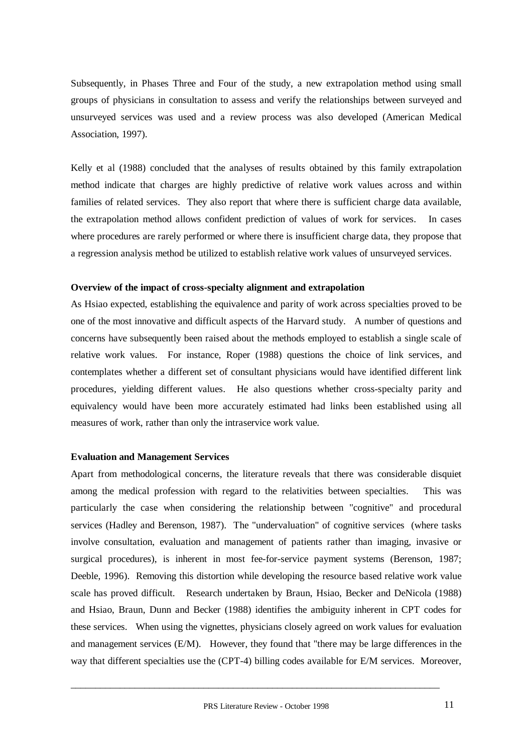Subsequently, in Phases Three and Four of the study, a new extrapolation method using small groups of physicians in consultation to assess and verify the relationships between surveyed and unsurveyed services was used and a review process was also developed (American Medical Association, 1997).

Kelly et al (1988) concluded that the analyses of results obtained by this family extrapolation method indicate that charges are highly predictive of relative work values across and within families of related services. They also report that where there is sufficient charge data available, the extrapolation method allows confident prediction of values of work for services. In cases where procedures are rarely performed or where there is insufficient charge data, they propose that a regression analysis method be utilized to establish relative work values of unsurveyed services.

**Overview of the impact of cross-specialty alignment and extrapolation**

As Hsiao expected, establishing the equivalence and parity of work across specialties proved to be one of the most innovative and difficult aspects of the Harvard study. A number of questions and concerns have subsequently been raised about the methods employed to establish a single scale of relative work values. For instance, Roper (1988) questions the choice of link services, and contemplates whether a different set of consultant physicians would have identified different link procedures, yielding different values. He also questions whether cross-specialty parity and equivalency would have been more accurately estimated had links been established using all measures of work, rather than only the intraservice work value.

**Evaluation and Management Services**

Apart from methodological concerns, the literature reveals that there was considerable disquiet among the medical profession with regard to the relativities between specialties. This was particularly the case when considering the relationship between "cognitive" and procedural services (Hadley and Berenson, 1987). The "undervaluation" of cognitive services (where tasks involve consultation, evaluation and management of patients rather than imaging, invasive or surgical procedures), is inherent in most fee-for-service payment systems (Berenson, 1987; Deeble, 1996). Removing this distortion while developing the resource based relative work value scale has proved difficult. Research undertaken by Braun, Hsiao, Becker and DeNicola (1988) and Hsiao, Braun, Dunn and Becker (1988) identifies the ambiguity inherent in CPT codes for these services. When using the vignettes, physicians closely agreed on work values for evaluation and management services (E/M). However, they found that "there may be large differences in the way that different specialties use the (CPT-4) billing codes available for E/M services. Moreover,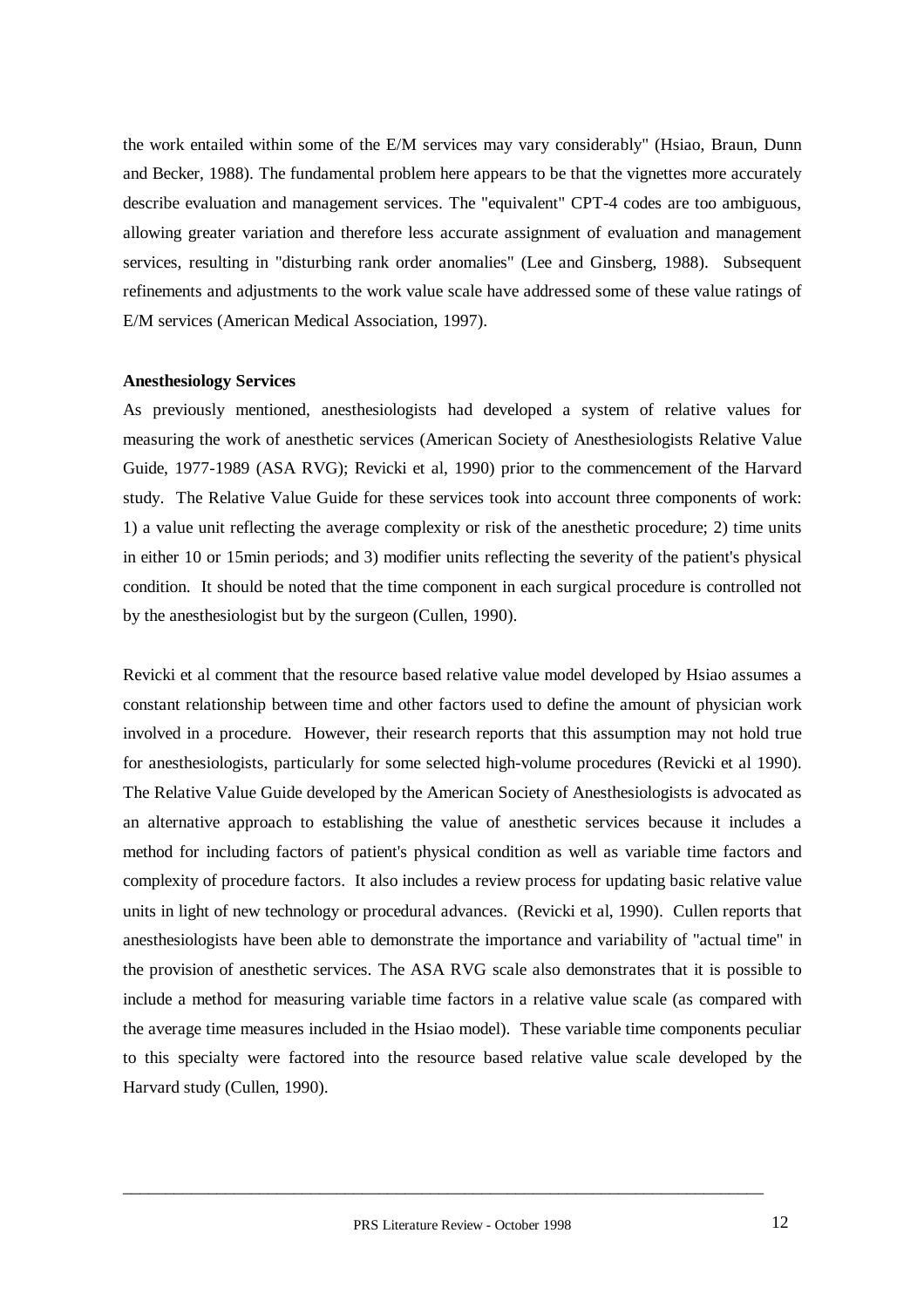the work entailed within some of the E/M services may vary considerably" (Hsiao, Braun, Dunn and Becker, 1988). The fundamental problem here appears to be that the vignettes more accurately describe evaluation and management services. The "equivalent" CPT-4 codes are too ambiguous, allowing greater variation and therefore less accurate assignment of evaluation and management services, resulting in "disturbing rank order anomalies" (Lee and Ginsberg, 1988). Subsequent refinements and adjustments to the work value scale have addressed some of these value ratings of E/M services (American Medical Association, 1997).

**Anesthesiology Services**

As previously mentioned, anesthesiologists had developed a system of relative values for measuring the work of anesthetic services (American Society of Anesthesiologists Relative Value Guide, 1977-1989 (ASA RVG); Revicki et al, 1990) prior to the commencement of the Harvard study. The Relative Value Guide for these services took into account three components of work: 1) a value unit reflecting the average complexity or risk of the anesthetic procedure; 2) time units in either 10 or 15min periods; and 3) modifier units reflecting the severity of the patient's physical condition. It should be noted that the time component in each surgical procedure is controlled not by the anesthesiologist but by the surgeon (Cullen, 1990).

Revicki et al comment that the resource based relative value model developed by Hsiao assumes a constant relationship between time and other factors used to define the amount of physician work involved in a procedure. However, their research reports that this assumption may not hold true for anesthesiologists, particularly for some selected high-volume procedures (Revicki et al 1990). The Relative Value Guide developed by the American Society of Anesthesiologists is advocated as an alternative approach to establishing the value of anesthetic services because it includes a method for including factors of patient's physical condition as well as variable time factors and complexity of procedure factors. It also includes a review process for updating basic relative value units in light of new technology or procedural advances. (Revicki et al, 1990). Cullen reports that anesthesiologists have been able to demonstrate the importance and variability of "actual time" in the provision of anesthetic services. The ASA RVG scale also demonstrates that it is possible to include a method for measuring variable time factors in a relative value scale (as compared with the average time measures included in the Hsiao model). These variable time components peculiar to this specialty were factored into the resource based relative value scale developed by the Harvard study (Cullen, 1990).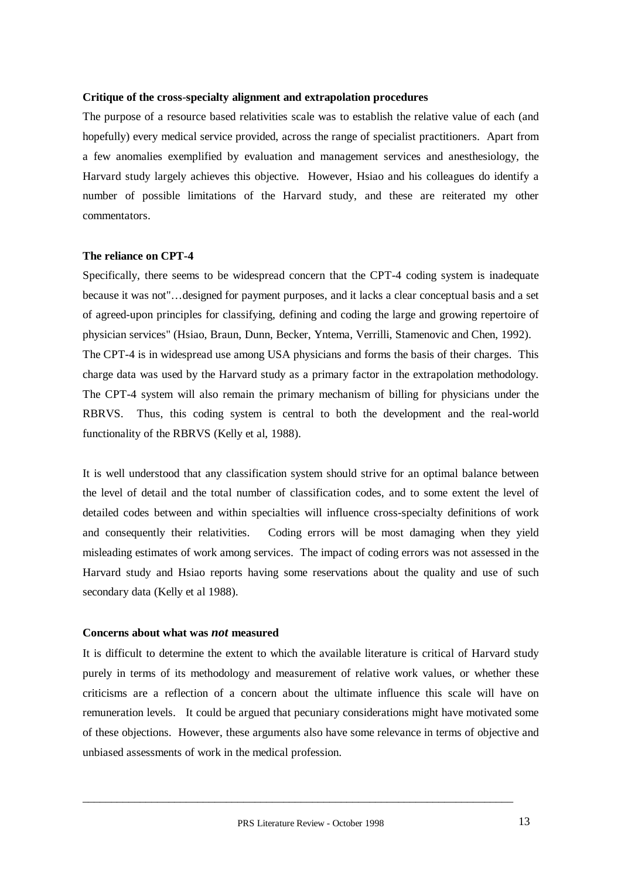**Critique of the cross-specialty alignment and extrapolation procedures**

The purpose of a resource based relativities scale was to establish the relative value of each (and hopefully) every medical service provided, across the range of specialist practitioners. Apart from a few anomalies exemplified by evaluation and management services and anesthesiology, the Harvard study largely achieves this objective. However, Hsiao and his colleagues do identify a number of possible limitations of the Harvard study, and these are reiterated my other commentators.

**The reliance on CPT-4**

Specifically, there seems to be widespread concern that the CPT-4 coding system is inadequate because it was not"…designed for payment purposes, and it lacks a clear conceptual basis and a set of agreed-upon principles for classifying, defining and coding the large and growing repertoire of physician services" (Hsiao, Braun, Dunn, Becker, Yntema, Verrilli, Stamenovic and Chen, 1992). The CPT-4 is in widespread use among USA physicians and forms the basis of their charges. This charge data was used by the Harvard study as a primary factor in the extrapolation methodology. The CPT-4 system will also remain the primary mechanism of billing for physicians under the RBRVS. Thus, this coding system is central to both the development and the real-world functionality of the RBRVS (Kelly et al, 1988).

It is well understood that any classification system should strive for an optimal balance between the level of detail and the total number of classification codes, and to some extent the level of detailed codes between and within specialties will influence cross-specialty definitions of work and consequently their relativities. Coding errors will be most damaging when they yield misleading estimates of work among services. The impact of coding errors was not assessed in the Harvard study and Hsiao reports having some reservations about the quality and use of such secondary data (Kelly et al 1988).

**Concerns about what was *not* measured**

It is difficult to determine the extent to which the available literature is critical of Harvard study purely in terms of its methodology and measurement of relative work values, or whether these criticisms are a reflection of a concern about the ultimate influence this scale will have on remuneration levels. It could be argued that pecuniary considerations might have motivated some of these objections. However, these arguments also have some relevance in terms of objective and unbiased assessments of work in the medical profession.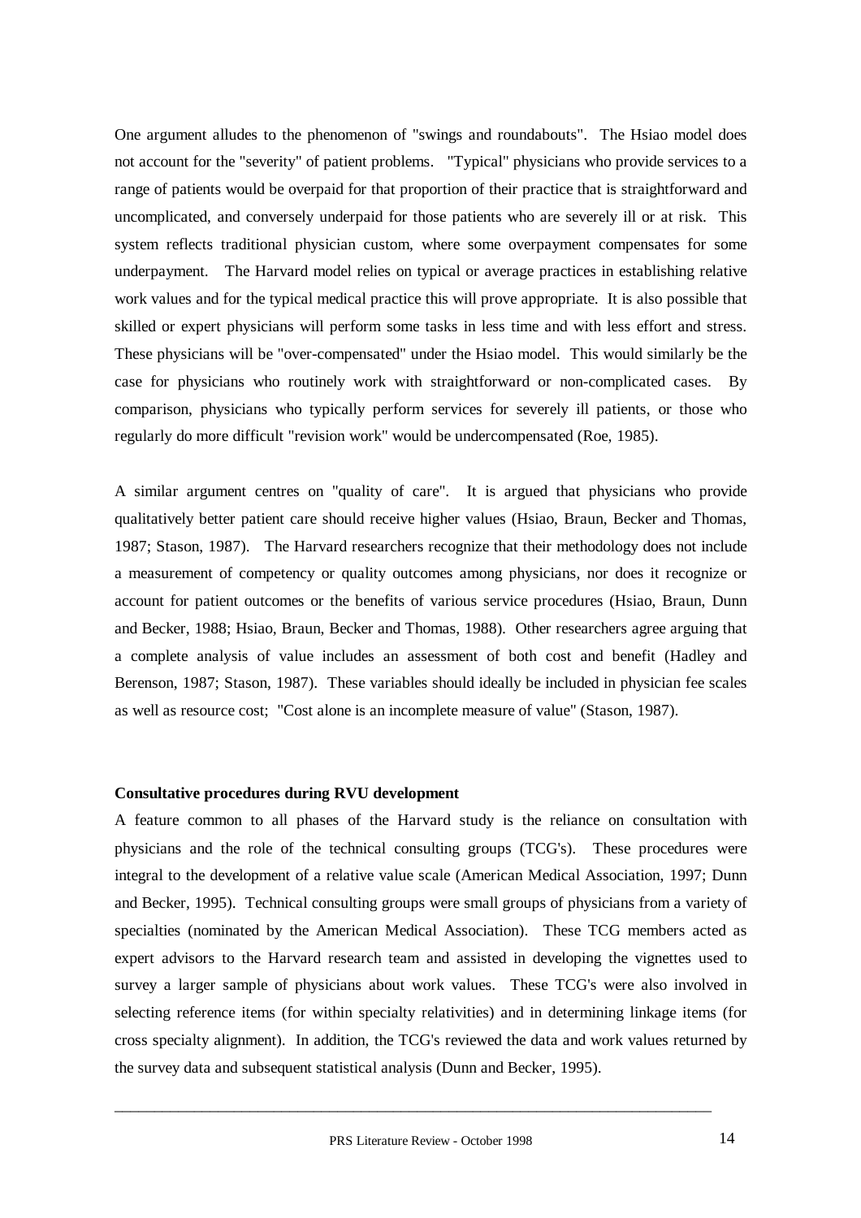One argument alludes to the phenomenon of "swings and roundabouts". The Hsiao model does not account for the "severity" of patient problems. "Typical" physicians who provide services to a range of patients would be overpaid for that proportion of their practice that is straightforward and uncomplicated, and conversely underpaid for those patients who are severely ill or at risk. This system reflects traditional physician custom, where some overpayment compensates for some underpayment. The Harvard model relies on typical or average practices in establishing relative work values and for the typical medical practice this will prove appropriate. It is also possible that skilled or expert physicians will perform some tasks in less time and with less effort and stress. These physicians will be "over-compensated" under the Hsiao model. This would similarly be the case for physicians who routinely work with straightforward or non-complicated cases. By comparison, physicians who typically perform services for severely ill patients, or those who regularly do more difficult "revision work" would be undercompensated (Roe, 1985).

A similar argument centres on "quality of care". It is argued that physicians who provide qualitatively better patient care should receive higher values (Hsiao, Braun, Becker and Thomas, 1987; Stason, 1987). The Harvard researchers recognize that their methodology does not include a measurement of competency or quality outcomes among physicians, nor does it recognize or account for patient outcomes or the benefits of various service procedures (Hsiao, Braun, Dunn and Becker, 1988; Hsiao, Braun, Becker and Thomas, 1988). Other researchers agree arguing that a complete analysis of value includes an assessment of both cost and benefit (Hadley and Berenson, 1987; Stason, 1987). These variables should ideally be included in physician fee scales as well as resource cost; "Cost alone is an incomplete measure of value" (Stason, 1987).

**Consultative procedures during RVU development**

A feature common to all phases of the Harvard study is the reliance on consultation with physicians and the role of the technical consulting groups (TCG's). These procedures were integral to the development of a relative value scale (American Medical Association, 1997; Dunn and Becker, 1995). Technical consulting groups were small groups of physicians from a variety of specialties (nominated by the American Medical Association). These TCG members acted as expert advisors to the Harvard research team and assisted in developing the vignettes used to survey a larger sample of physicians about work values. These TCG's were also involved in selecting reference items (for within specialty relativities) and in determining linkage items (for cross specialty alignment). In addition, the TCG's reviewed the data and work values returned by the survey data and subsequent statistical analysis (Dunn and Becker, 1995).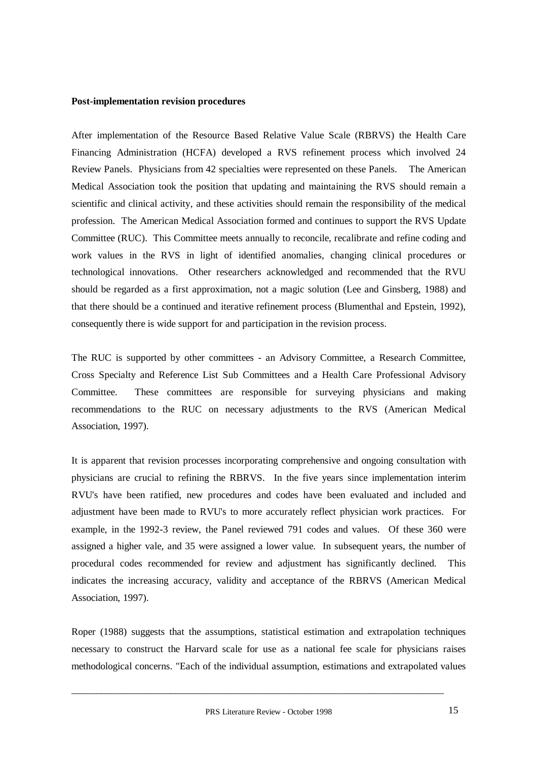**Post-implementation revision procedures**

After implementation of the Resource Based Relative Value Scale (RBRVS) the Health Care Financing Administration (HCFA) developed a RVS refinement process which involved 24 Review Panels. Physicians from 42 specialties were represented on these Panels. The American Medical Association took the position that updating and maintaining the RVS should remain a scientific and clinical activity, and these activities should remain the responsibility of the medical profession. The American Medical Association formed and continues to support the RVS Update Committee (RUC). This Committee meets annually to reconcile, recalibrate and refine coding and work values in the RVS in light of identified anomalies, changing clinical procedures or technological innovations. Other researchers acknowledged and recommended that the RVU should be regarded as a first approximation, not a magic solution (Lee and Ginsberg, 1988) and that there should be a continued and iterative refinement process (Blumenthal and Epstein, 1992), consequently there is wide support for and participation in the revision process.

The RUC is supported by other committees - an Advisory Committee, a Research Committee, Cross Specialty and Reference List Sub Committees and a Health Care Professional Advisory Committee. These committees are responsible for surveying physicians and making recommendations to the RUC on necessary adjustments to the RVS (American Medical Association, 1997).

It is apparent that revision processes incorporating comprehensive and ongoing consultation with physicians are crucial to refining the RBRVS. In the five years since implementation interim RVU's have been ratified, new procedures and codes have been evaluated and included and adjustment have been made to RVU's to more accurately reflect physician work practices. For example, in the 1992-3 review, the Panel reviewed 791 codes and values. Of these 360 were assigned a higher vale, and 35 were assigned a lower value. In subsequent years, the number of procedural codes recommended for review and adjustment has significantly declined. This indicates the increasing accuracy, validity and acceptance of the RBRVS (American Medical Association, 1997).

Roper (1988) suggests that the assumptions, statistical estimation and extrapolation techniques necessary to construct the Harvard scale for use as a national fee scale for physicians raises methodological concerns. "Each of the individual assumption, estimations and extrapolated values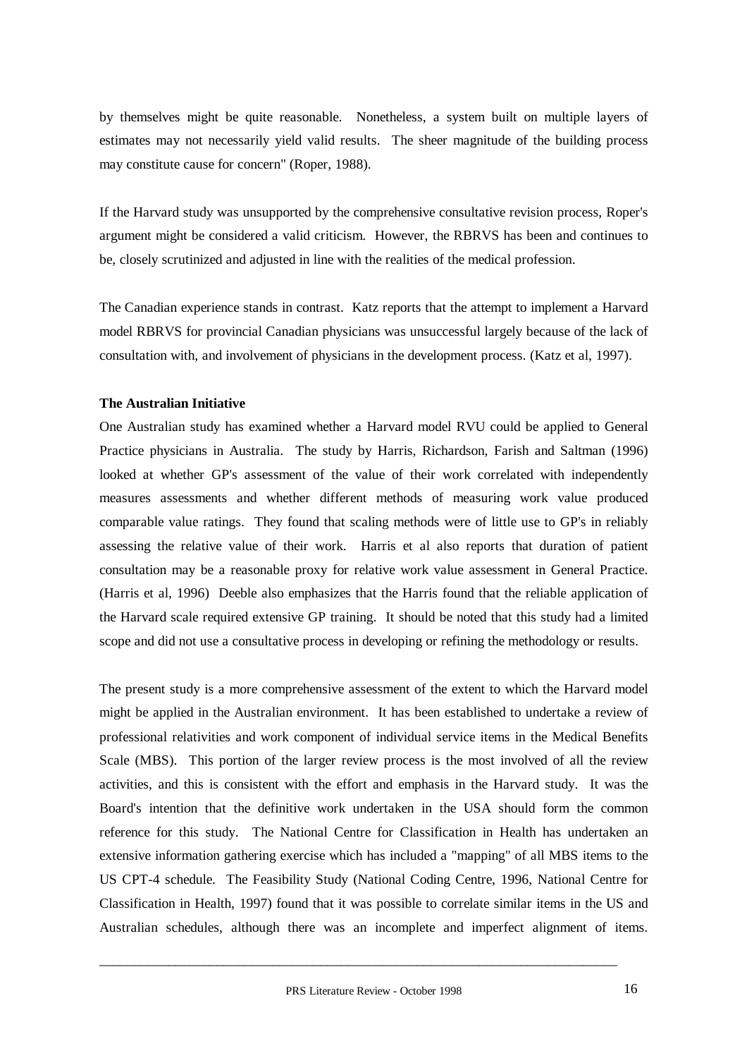by themselves might be quite reasonable. Nonetheless, a system built on multiple layers of estimates may not necessarily yield valid results. The sheer magnitude of the building process may constitute cause for concern" (Roper, 1988).

If the Harvard study was unsupported by the comprehensive consultative revision process, Roper's argument might be considered a valid criticism. However, the RBRVS has been and continues to be, closely scrutinized and adjusted in line with the realities of the medical profession.

The Canadian experience stands in contrast. Katz reports that the attempt to implement a Harvard model RBRVS for provincial Canadian physicians was unsuccessful largely because of the lack of consultation with, and involvement of physicians in the development process. (Katz et al, 1997).

**The Australian Initiative**

One Australian study has examined whether a Harvard model RVU could be applied to General Practice physicians in Australia. The study by Harris, Richardson, Farish and Saltman (1996) looked at whether GP's assessment of the value of their work correlated with independently measures assessments and whether different methods of measuring work value produced comparable value ratings. They found that scaling methods were of little use to GP's in reliably assessing the relative value of their work. Harris et al also reports that duration of patient consultation may be a reasonable proxy for relative work value assessment in General Practice. (Harris et al, 1996) Deeble also emphasizes that the Harris found that the reliable application of the Harvard scale required extensive GP training. It should be noted that this study had a limited scope and did not use a consultative process in developing or refining the methodology or results.

The present study is a more comprehensive assessment of the extent to which the Harvard model might be applied in the Australian environment. It has been established to undertake a review of professional relativities and work component of individual service items in the Medical Benefits Scale (MBS). This portion of the larger review process is the most involved of all the review activities, and this is consistent with the effort and emphasis in the Harvard study. It was the Board's intention that the definitive work undertaken in the USA should form the common reference for this study. The National Centre for Classification in Health has undertaken an extensive information gathering exercise which has included a "mapping" of all MBS items to the US CPT-4 schedule. The Feasibility Study (National Coding Centre, 1996, National Centre for Classification in Health, 1997) found that it was possible to correlate similar items in the US and Australian schedules, although there was an incomplete and imperfect alignment of items.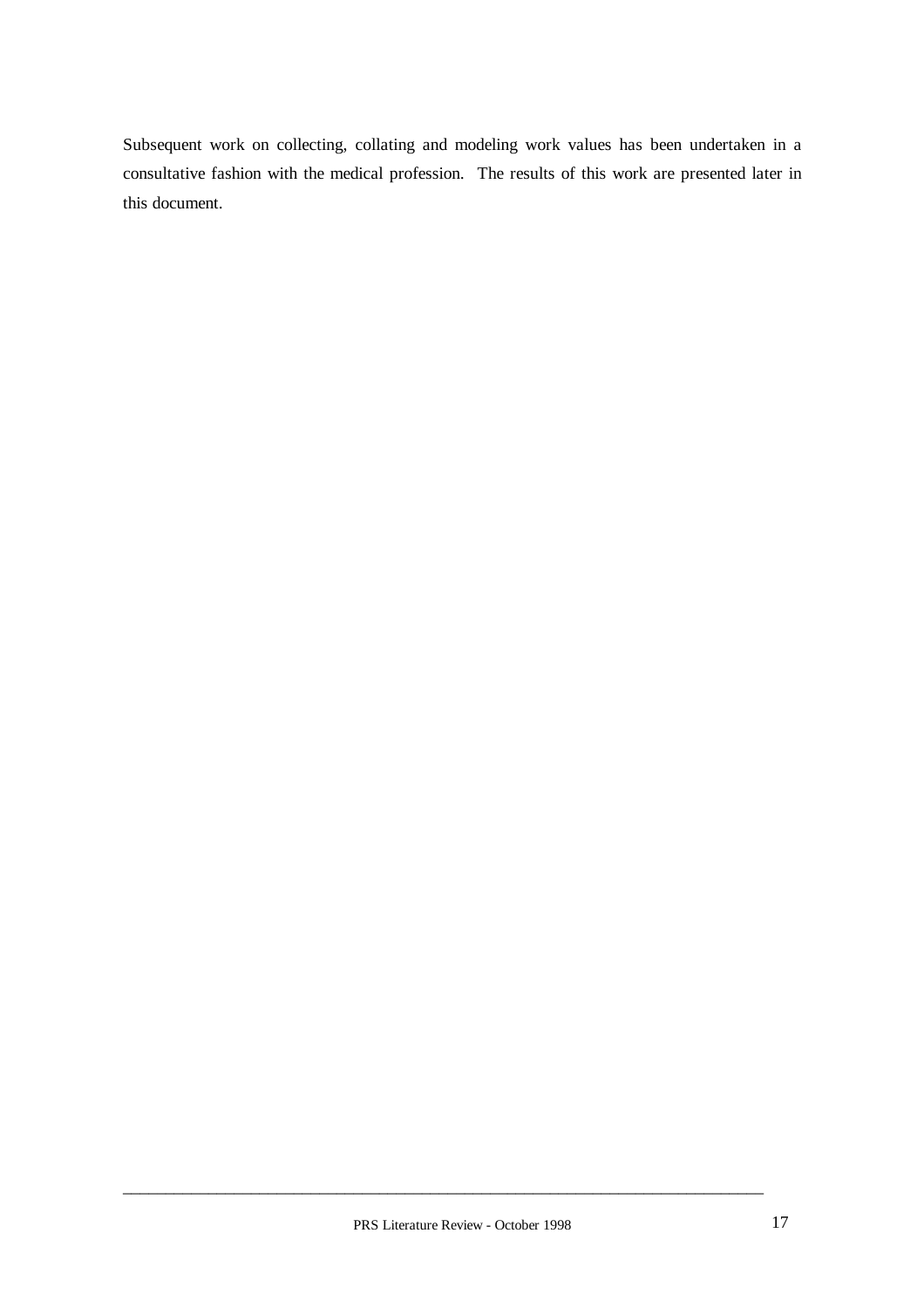Subsequent work on collecting, collating and modeling work values has been undertaken in a consultative fashion with the medical profession. The results of this work are presented later in this document.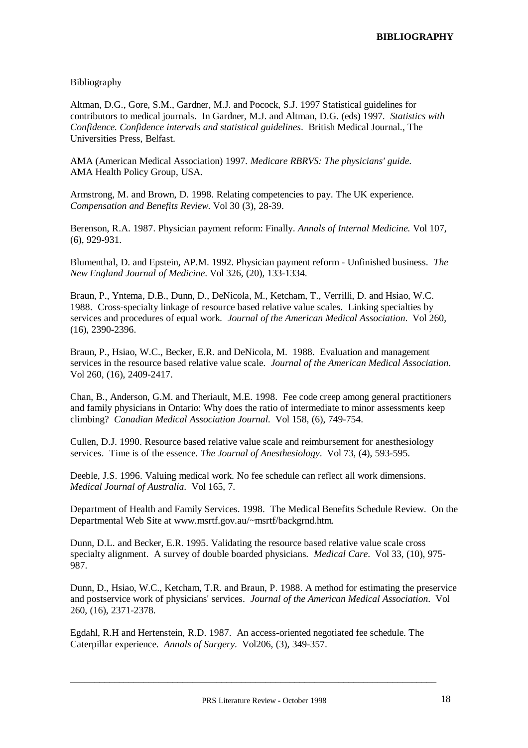Bibliography

Altman, D.G., Gore, S.M., Gardner, M.J. and Pocock, S.J. 1997 Statistical guidelines for contributors to medical journals. In Gardner, M.J. and Altman, D.G. (eds) 1997. *Statistics with Confidence. Confidence intervals and statistical guidelines*. British Medical Journal., The Universities Press, Belfast.

AMA (American Medical Association) 1997. *Medicare RBRVS: The physicians' guide*. AMA Health Policy Group, USA.

Armstrong, M. and Brown, D. 1998. Relating competencies to pay. The UK experience. *Compensation and Benefits Review.* Vol 30 (3), 28-39.

Berenson, R.A. 1987. Physician payment reform: Finally. *Annals of Internal Medicine.* Vol 107, (6), 929-931.

Blumenthal, D. and Epstein, AP.M. 1992. Physician payment reform - Unfinished business. *The New England Journal of Medicine*. Vol 326, (20), 133-1334.

Braun, P., Yntema, D.B., Dunn, D., DeNicola, M., Ketcham, T., Verrilli, D. and Hsiao, W.C. 1988. Cross-specialty linkage of resource based relative value scales. Linking specialties by services and procedures of equal work. *Journal of the American Medical Association*. Vol 260, (16), 2390-2396.

Braun, P., Hsiao, W.C., Becker, E.R. and DeNicola, M. 1988. Evaluation and management services in the resource based relative value scale. *Journal of the American Medical Association*. Vol 260, (16), 2409-2417.

Chan, B., Anderson, G.M. and Theriault, M.E. 1998. Fee code creep among general practitioners and family physicians in Ontario: Why does the ratio of intermediate to minor assessments keep climbing? *Canadian Medical Association Journal.* Vol 158, (6), 749-754.

Cullen, D.J. 1990. Resource based relative value scale and reimbursement for anesthesiology services. Time is of the essence. *The Journal of Anesthesiology*. Vol 73, (4), 593-595.

Deeble, J.S. 1996. Valuing medical work. No fee schedule can reflect all work dimensions. *Medical Journal of Australia*. Vol 165, 7.

Department of Health and Family Services. 1998. The Medical Benefits Schedule Review. On the Departmental Web Site at www.msrtf.gov.au/~msrtf/backgrnd.htm.

Dunn, D.L. and Becker, E.R. 1995. Validating the resource based relative value scale cross specialty alignment. A survey of double boarded physicians. *Medical Care*. Vol 33, (10), 975-987.

Dunn, D., Hsiao, W.C., Ketcham, T.R. and Braun, P. 1988. A method for estimating the preservice and postservice work of physicians' services. *Journal of the American Medical Association*. Vol 260, (16), 2371-2378.

Egdahl, R.H and Hertenstein, R.D. 1987. An access-oriented negotiated fee schedule. The Caterpillar experience. *Annals of Surgery*. Vol206, (3), 349-357.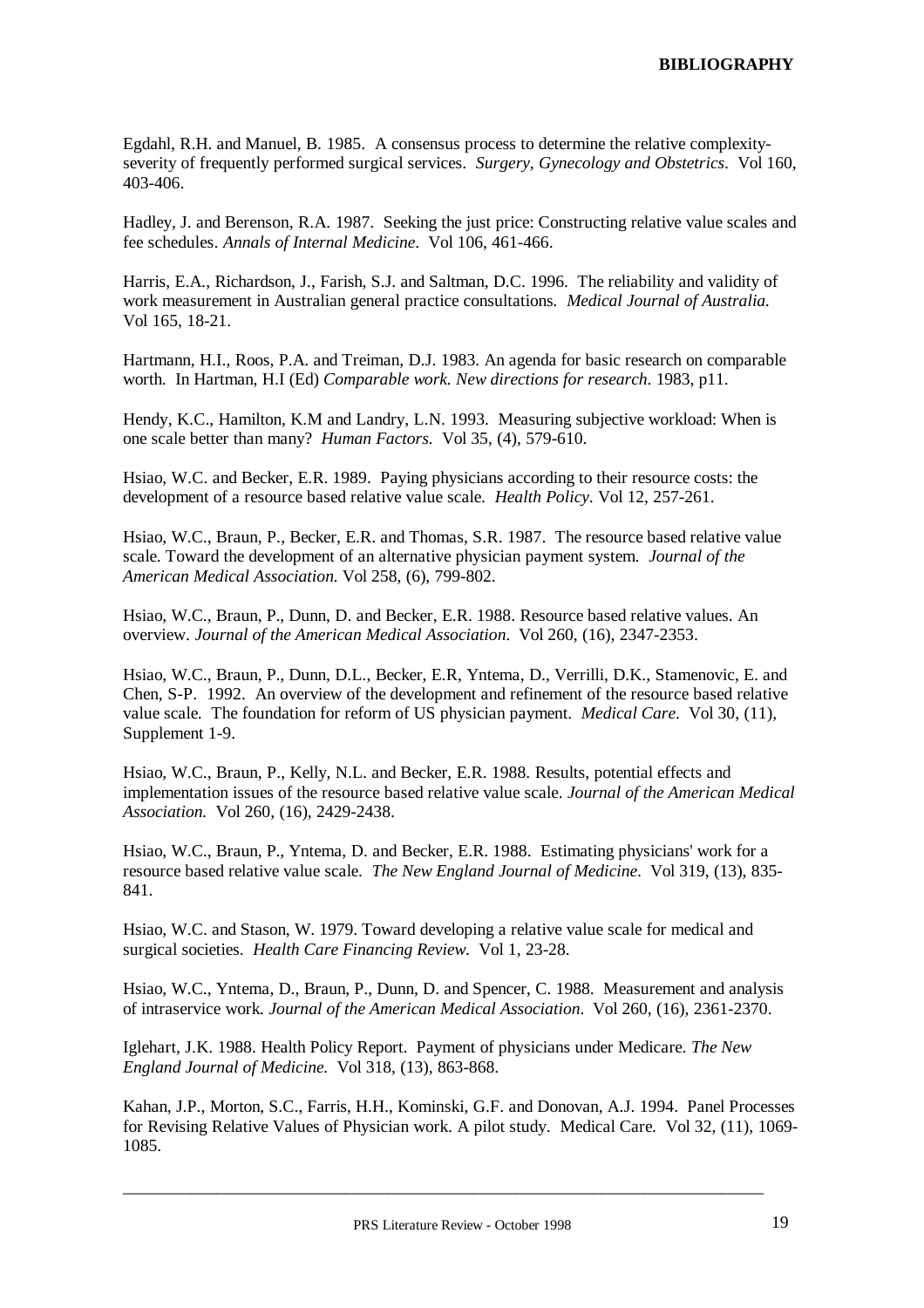Egdahl, R.H. and Manuel, B. 1985. A consensus process to determine the relative complexity-severity of frequently performed surgical services. *Surgery, Gynecology and Obstetrics*. Vol 160, 403-406.

Hadley, J. and Berenson, R.A. 1987. Seeking the just price: Constructing relative value scales and fee schedules. *Annals of Internal Medicine*. Vol 106, 461-466.

Harris, E.A., Richardson, J., Farish, S.J. and Saltman, D.C. 1996. The reliability and validity of work measurement in Australian general practice consultations. *Medical Journal of Australia.* Vol 165, 18-21.

Hartmann, H.I., Roos, P.A. and Treiman, D.J. 1983. An agenda for basic research on comparable worth. In Hartman, H.I (Ed) *Comparable work. New directions for research*. 1983, p11.

Hendy, K.C., Hamilton, K.M and Landry, L.N. 1993. Measuring subjective workload: When is one scale better than many? *Human Factors.* Vol 35, (4), 579-610.

Hsiao, W.C. and Becker, E.R. 1989. Paying physicians according to their resource costs: the development of a resource based relative value scale. *Health Policy.* Vol 12, 257-261.

Hsiao, W.C., Braun, P., Becker, E.R. and Thomas, S.R. 1987. The resource based relative value scale. Toward the development of an alternative physician payment system. *Journal of the American Medical Association.* Vol 258, (6), 799-802.

Hsiao, W.C., Braun, P., Dunn, D. and Becker, E.R. 1988. Resource based relative values. An overview. *Journal of the American Medical Association*. Vol 260, (16), 2347-2353.

Hsiao, W.C., Braun, P., Dunn, D.L., Becker, E.R, Yntema, D., Verrilli, D.K., Stamenovic, E. and Chen, S-P. 1992. An overview of the development and refinement of the resource based relative value scale. The foundation for reform of US physician payment. *Medical Care*. Vol 30, (11), Supplement 1-9.

Hsiao, W.C., Braun, P., Kelly, N.L. and Becker, E.R. 1988. Results, potential effects and implementation issues of the resource based relative value scale. *Journal of the American Medical Association.* Vol 260, (16), 2429-2438.

Hsiao, W.C., Braun, P., Yntema, D. and Becker, E.R. 1988. Estimating physicians' work for a resource based relative value scale. *The New England Journal of Medicine*. Vol 319, (13), 835-841.

Hsiao, W.C. and Stason, W. 1979. Toward developing a relative value scale for medical and surgical societies. *Health Care Financing Review.* Vol 1, 23-28.

Hsiao, W.C., Yntema, D., Braun, P., Dunn, D. and Spencer, C. 1988. Measurement and analysis of intraservice work. *Journal of the American Medical Association*. Vol 260, (16), 2361-2370.

Iglehart, J.K. 1988. Health Policy Report. Payment of physicians under Medicare. *The New England Journal of Medicine.* Vol 318, (13), 863-868.

Kahan, J.P., Morton, S.C., Farris, H.H., Kominski, G.F. and Donovan, A.J. 1994. Panel Processes for Revising Relative Values of Physician work. A pilot study. Medical Care. Vol 32, (11), 1069-1085.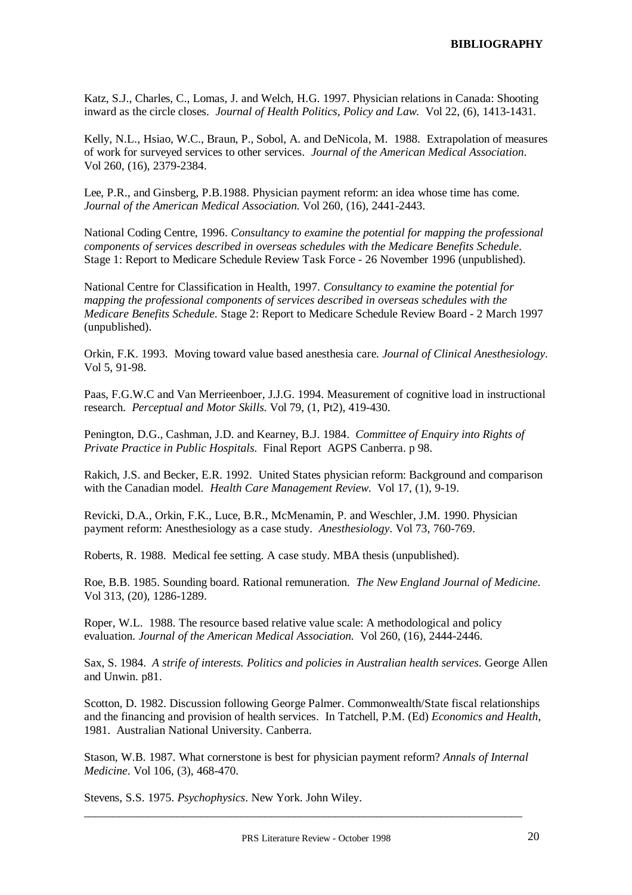Katz, S.J., Charles, C., Lomas, J. and Welch, H.G. 1997. Physician relations in Canada: Shooting inward as the circle closes. *Journal of Health Politics, Policy and Law.* Vol 22, (6), 1413-1431.

Kelly, N.L., Hsiao, W.C., Braun, P., Sobol, A. and DeNicola, M. 1988. Extrapolation of measures of work for surveyed services to other services. *Journal of the American Medical Association*. Vol 260, (16), 2379-2384.

Lee, P.R., and Ginsberg, P.B.1988. Physician payment reform: an idea whose time has come. *Journal of the American Medical Association.* Vol 260, (16), 2441-2443.

National Coding Centre, 1996. *Consultancy to examine the potential for mapping the professional components of services described in overseas schedules with the Medicare Benefits Schedule.* Stage 1: Report to Medicare Schedule Review Task Force - 26 November 1996 (unpublished).

National Centre for Classification in Health, 1997. *Consultancy to examine the potential for mapping the professional components of services described in overseas schedules with the Medicare Benefits Schedule.* Stage 2: Report to Medicare Schedule Review Board - 2 March 1997 (unpublished).

Orkin, F.K. 1993. Moving toward value based anesthesia care. *Journal of Clinical Anesthesiology*. Vol 5, 91-98.

Paas, F.G.W.C and Van Merrieenboer, J.J.G. 1994. Measurement of cognitive load in instructional research. *Perceptual and Motor Skills.* Vol 79, (1, Pt2), 419-430.

Penington, D.G., Cashman, J.D. and Kearney, B.J. 1984. *Committee of Enquiry into Rights of Private Practice in Public Hospitals.* Final Report AGPS Canberra. p 98.

Rakich, J.S. and Becker, E.R. 1992. United States physician reform: Background and comparison with the Canadian model. *Health Care Management Review.* Vol 17, (1), 9-19.

Revicki, D.A., Orkin, F.K., Luce, B.R., McMenamin, P. and Weschler, J.M. 1990. Physician payment reform: Anesthesiology as a case study. *Anesthesiology*. Vol 73, 760-769.

Roberts, R. 1988. Medical fee setting. A case study. MBA thesis (unpublished).

Roe, B.B. 1985. Sounding board. Rational remuneration. *The New England Journal of Medicine*. Vol 313, (20), 1286-1289.

Roper, W.L. 1988. The resource based relative value scale: A methodological and policy evaluation. *Journal of the American Medical Association.* Vol 260, (16), 2444-2446.

Sax, S. 1984. *A strife of interests. Politics and policies in Australian health services*. George Allen and Unwin. p81.

Scotton, D. 1982. Discussion following George Palmer. Commonwealth/State fiscal relationships and the financing and provision of health services. In Tatchell, P.M. (Ed) *Economics and Health*, 1981. Australian National University. Canberra.

Stason, W.B. 1987. What cornerstone is best for physician payment reform? *Annals of Internal Medicine*. Vol 106, (3), 468-470.

Stevens, S.S. 1975. *Psychophysics*. New York. John Wiley.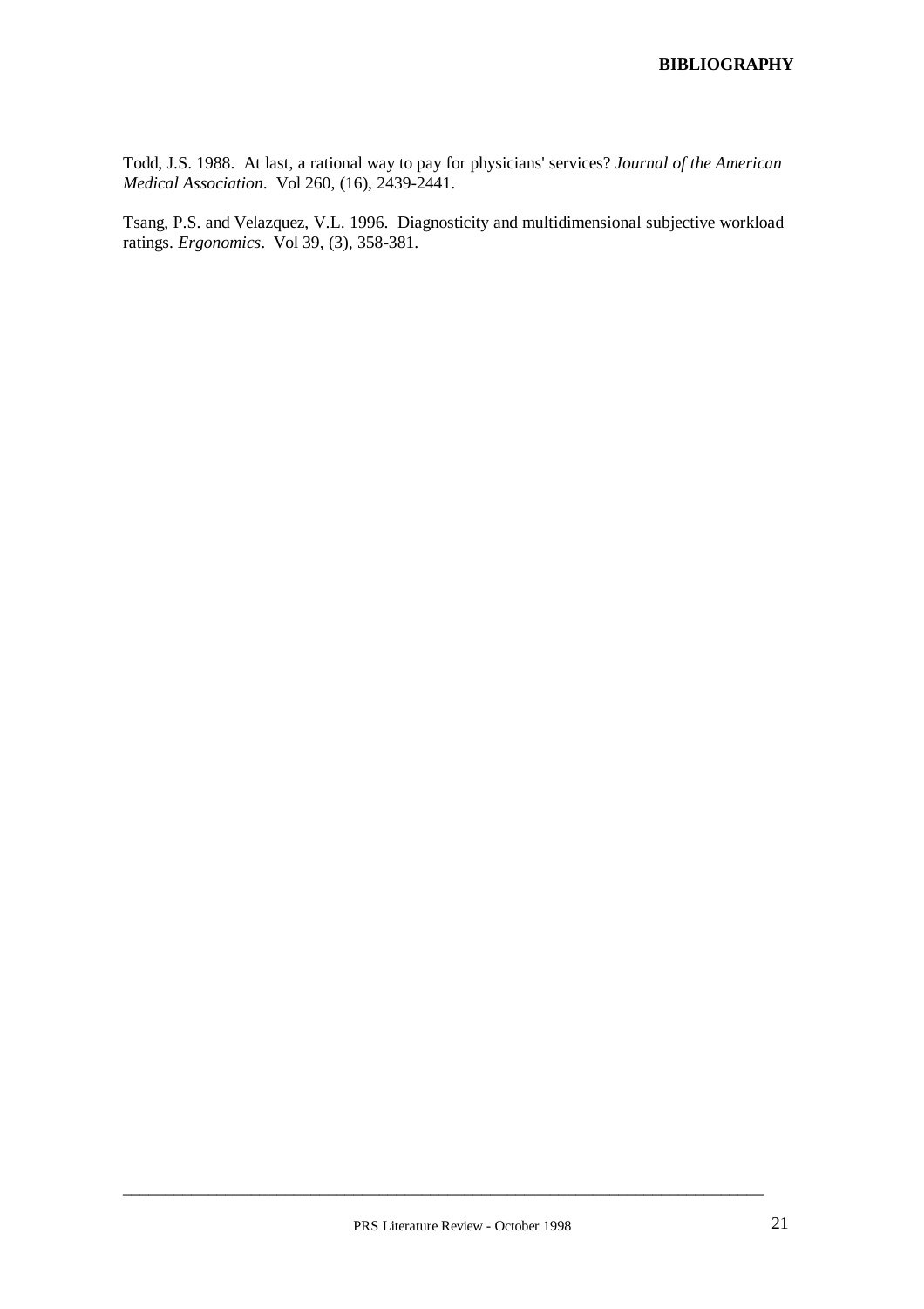Todd, J.S. 1988. At last, a rational way to pay for physicians' services? *Journal of the American Medical Association*. Vol 260, (16), 2439-2441.

Tsang, P.S. and Velazquez, V.L. 1996. Diagnosticity and multidimensional subjective workload ratings. *Ergonomics*. Vol 39, (3), 358-381.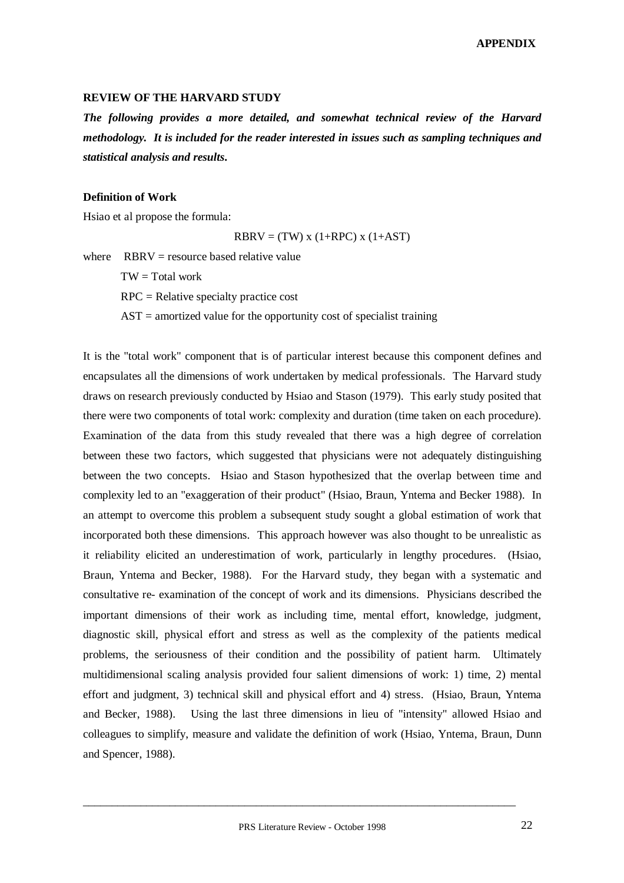**APPENDIX**

## REVIEW OF THE HARVARD STUDY

***The following provides a more detailed, and somewhat technical review of the Harvard methodology. It is included for the reader interested in issues such as sampling techniques and statistical analysis and results.***

### Definition of Work

Hsiao et al propose the formula:

$$RBRV = (TW) \times (1+RPC) \times (1+AST)$$

where RBRV = resource based relative value

TW = Total work

RPC = Relative specialty practice cost

AST = amortized value for the opportunity cost of specialist training

It is the "total work" component that is of particular interest because this component defines and encapsulates all the dimensions of work undertaken by medical professionals. The Harvard study draws on research previously conducted by Hsiao and Stason (1979). This early study posited that there were two components of total work: complexity and duration (time taken on each procedure). Examination of the data from this study revealed that there was a high degree of correlation between these two factors, which suggested that physicians were not adequately distinguishing between the two concepts. Hsiao and Stason hypothesized that the overlap between time and complexity led to an "exaggeration of their product" (Hsiao, Braun, Yntema and Becker 1988). In an attempt to overcome this problem a subsequent study sought a global estimation of work that incorporated both these dimensions. This approach however was also thought to be unrealistic as it reliability elicited an underestimation of work, particularly in lengthy procedures. (Hsiao, Braun, Yntema and Becker, 1988). For the Harvard study, they began with a systematic and consultative re- examination of the concept of work and its dimensions. Physicians described the important dimensions of their work as including time, mental effort, knowledge, judgment, diagnostic skill, physical effort and stress as well as the complexity of the patients medical problems, the seriousness of their condition and the possibility of patient harm. Ultimately multidimensional scaling analysis provided four salient dimensions of work: 1) time, 2) mental effort and judgment, 3) technical skill and physical effort and 4) stress. (Hsiao, Braun, Yntema and Becker, 1988). Using the last three dimensions in lieu of "intensity" allowed Hsiao and colleagues to simplify, measure and validate the definition of work (Hsiao, Yntema, Braun, Dunn and Spencer, 1988).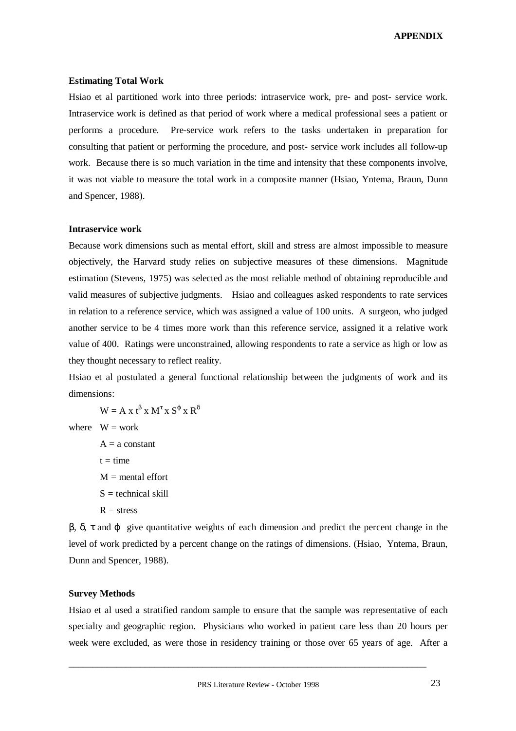## APPENDIX

### Estimating Total Work

Hsiao et al partitioned work into three periods: intraservice work, pre- and post- service work. Intraservice work is defined as that period of work where a medical professional sees a patient or performs a procedure. Pre-service work refers to the tasks undertaken in preparation for consulting that patient or performing the procedure, and post- service work includes all follow-up work. Because there is so much variation in the time and intensity that these components involve, it was not viable to measure the total work in a composite manner (Hsiao, Yntema, Braun, Dunn and Spencer, 1988).

### Intraservice work

Because work dimensions such as mental effort, skill and stress are almost impossible to measure objectively, the Harvard study relies on subjective measures of these dimensions. Magnitude estimation (Stevens, 1975) was selected as the most reliable method of obtaining reproducible and valid measures of subjective judgments. Hsiao and colleagues asked respondents to rate services in relation to a reference service, which was assigned a value of 100 units. A surgeon, who judged another service to be 4 times more work than this reference service, assigned it a relative work value of 400. Ratings were unconstrained, allowing respondents to rate a service as high or low as they thought necessary to reflect reality.

Hsiao et al postulated a general functional relationship between the judgments of work and its dimensions:

$$W = A \times t^{\beta} \times M^{\tau} \times S^{\phi} \times R^{\delta}$$

where $W$ = work

$A$ = a constant

$t$ = time

$M$ = mental effort

$S$ = technical skill

$R$ = stress

$\beta$, $\delta$, $\tau$ and $\phi$ give quantitative weights of each dimension and predict the percent change in the level of work predicted by a percent change on the ratings of dimensions. (Hsiao, Yntema, Braun, Dunn and Spencer, 1988).

### Survey Methods

Hsiao et al used a stratified random sample to ensure that the sample was representative of each specialty and geographic region. Physicians who worked in patient care less than 20 hours per week were excluded, as were those in residency training or those over 65 years of age. After a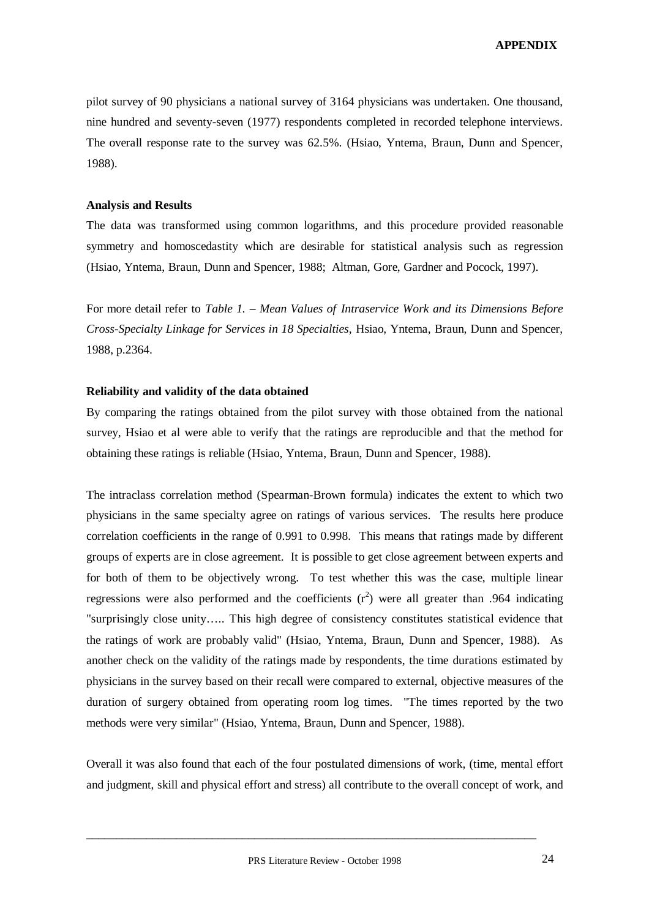pilot survey of 90 physicians a national survey of 3164 physicians was undertaken. One thousand, nine hundred and seventy-seven (1977) respondents completed in recorded telephone interviews. The overall response rate to the survey was 62.5%. (Hsiao, Yntema, Braun, Dunn and Spencer, 1988).

**Analysis and Results**

The data was transformed using common logarithms, and this procedure provided reasonable symmetry and homoscedastity which are desirable for statistical analysis such as regression (Hsiao, Yntema, Braun, Dunn and Spencer, 1988; Altman, Gore, Gardner and Pocock, 1997).

For more detail refer to *Table 1. – Mean Values of Intraservice Work and its Dimensions Before Cross-Specialty Linkage for Services in 18 Specialties*, Hsiao, Yntema, Braun, Dunn and Spencer, 1988, p.2364.

**Reliability and validity of the data obtained**

By comparing the ratings obtained from the pilot survey with those obtained from the national survey, Hsiao et al were able to verify that the ratings are reproducible and that the method for obtaining these ratings is reliable (Hsiao, Yntema, Braun, Dunn and Spencer, 1988).

The intraclass correlation method (Spearman-Brown formula) indicates the extent to which two physicians in the same specialty agree on ratings of various services. The results here produce correlation coefficients in the range of 0.991 to 0.998. This means that ratings made by different groups of experts are in close agreement. It is possible to get close agreement between experts and for both of them to be objectively wrong. To test whether this was the case, multiple linear regressions were also performed and the coefficients ($r^2$) were all greater than .964 indicating "surprisingly close unity….. This high degree of consistency constitutes statistical evidence that the ratings of work are probably valid" (Hsiao, Yntema, Braun, Dunn and Spencer, 1988). As another check on the validity of the ratings made by respondents, the time durations estimated by physicians in the survey based on their recall were compared to external, objective measures of the duration of surgery obtained from operating room log times. "The times reported by the two methods were very similar" (Hsiao, Yntema, Braun, Dunn and Spencer, 1988).

Overall it was also found that each of the four postulated dimensions of work, (time, mental effort and judgment, skill and physical effort and stress) all contribute to the overall concept of work, and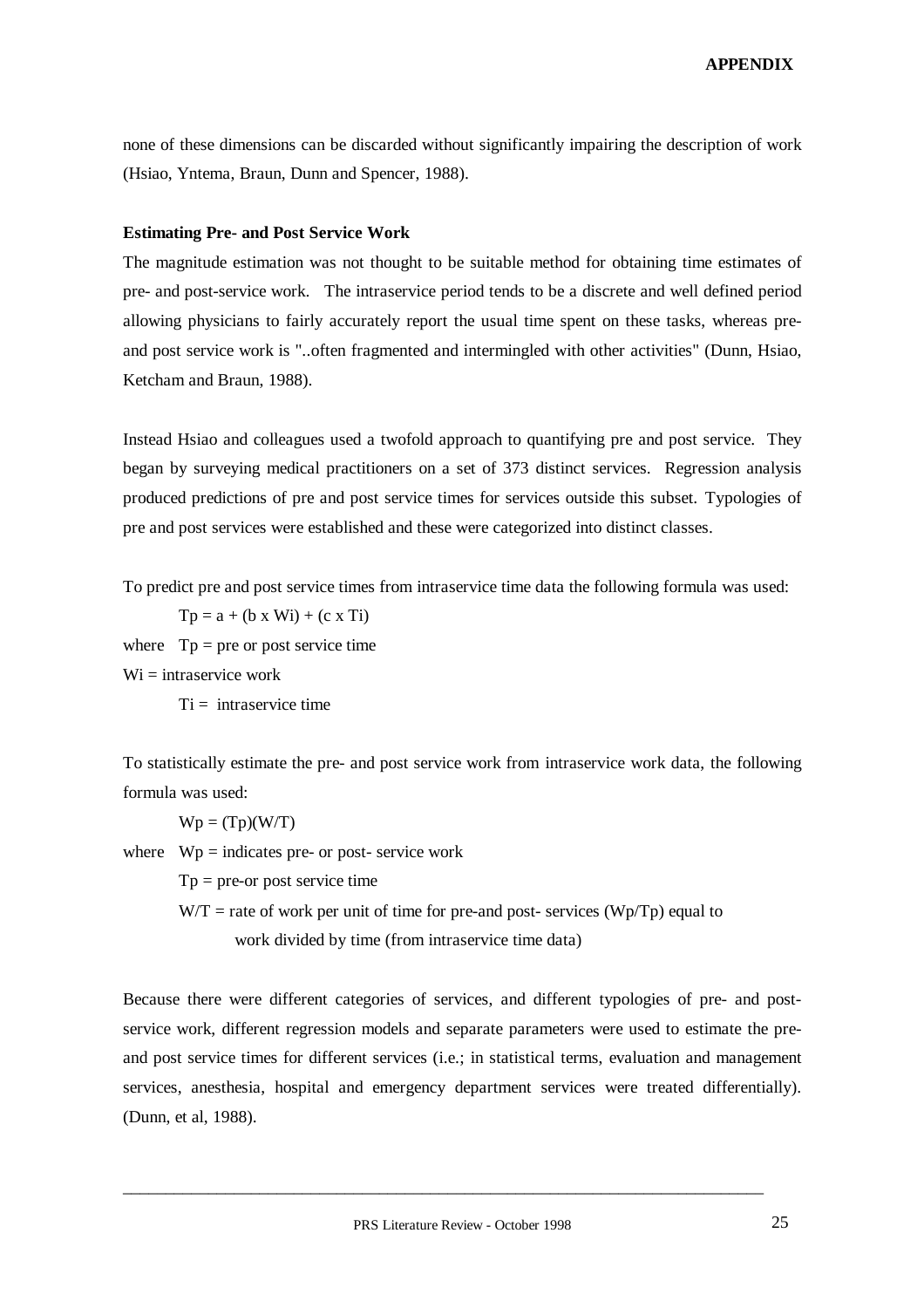none of these dimensions can be discarded without significantly impairing the description of work (Hsiao, Yntema, Braun, Dunn and Spencer, 1988).

**Estimating Pre- and Post Service Work**

The magnitude estimation was not thought to be suitable method for obtaining time estimates of pre- and post-service work. The intraservice period tends to be a discrete and well defined period allowing physicians to fairly accurately report the usual time spent on these tasks, whereas pre- and post service work is "..often fragmented and intermingled with other activities" (Dunn, Hsiao, Ketcham and Braun, 1988).

Instead Hsiao and colleagues used a twofold approach to quantifying pre and post service. They began by surveying medical practitioners on a set of 373 distinct services. Regression analysis produced predictions of pre and post service times for services outside this subset. Typologies of pre and post services were established and these were categorized into distinct classes.

To predict pre and post service times from intraservice time data the following formula was used:

$$T_p = a + (b \times W_i) + (c \times T_i)$$

where $T_p$ = pre or post service time

$W_i$ = intraservice work

$T_i$ = intraservice time

To statistically estimate the pre- and post service work from intraservice work data, the following formula was used:

$$W_p = (T_p)(W/T)$$

where $W_p$ = indicates pre- or post- service work

$T_p$ = pre-or post service time

$W/T$ = rate of work per unit of time for pre-and post- services ($W_p/T_p$) equal to work divided by time (from intraservice time data)

Because there were different categories of services, and different typologies of pre- and post-service work, different regression models and separate parameters were used to estimate the pre- and post service times for different services (i.e.; in statistical terms, evaluation and management services, anesthesia, hospital and emergency department services were treated differentially). (Dunn, et al, 1988).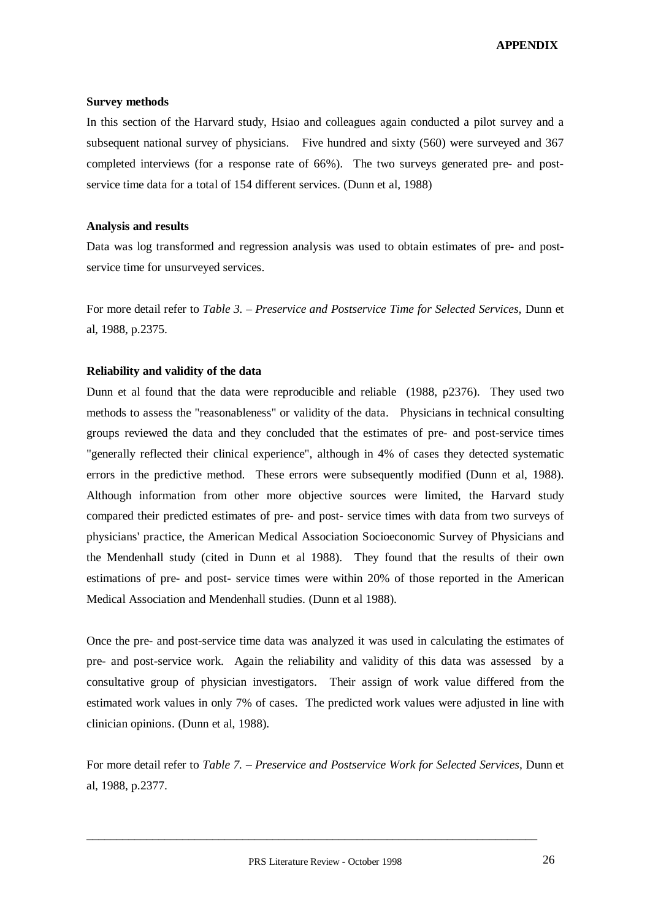**Survey methods**

In this section of the Harvard study, Hsiao and colleagues again conducted a pilot survey and a subsequent national survey of physicians. Five hundred and sixty (560) were surveyed and 367 completed interviews (for a response rate of 66%). The two surveys generated pre- and post-service time data for a total of 154 different services. (Dunn et al, 1988)

**Analysis and results**

Data was log transformed and regression analysis was used to obtain estimates of pre- and post-service time for unsurveyed services.

For more detail refer to *Table 3. – Preservice and Postservice Time for Selected Services,* Dunn et al, 1988, p.2375.

**Reliability and validity of the data**

Dunn et al found that the data were reproducible and reliable (1988, p2376). They used two methods to assess the "reasonableness" or validity of the data. Physicians in technical consulting groups reviewed the data and they concluded that the estimates of pre- and post-service times "generally reflected their clinical experience", although in 4% of cases they detected systematic errors in the predictive method. These errors were subsequently modified (Dunn et al, 1988). Although information from other more objective sources were limited, the Harvard study compared their predicted estimates of pre- and post- service times with data from two surveys of physicians' practice, the American Medical Association Socioeconomic Survey of Physicians and the Mendenhall study (cited in Dunn et al 1988). They found that the results of their own estimations of pre- and post- service times were within 20% of those reported in the American Medical Association and Mendenhall studies. (Dunn et al 1988).

Once the pre- and post-service time data was analyzed it was used in calculating the estimates of pre- and post-service work. Again the reliability and validity of this data was assessed by a consultative group of physician investigators. Their assign of work value differed from the estimated work values in only 7% of cases. The predicted work values were adjusted in line with clinician opinions. (Dunn et al, 1988).

For more detail refer to *Table 7. – Preservice and Postservice Work for Selected Services,* Dunn et al, 1988, p.2377.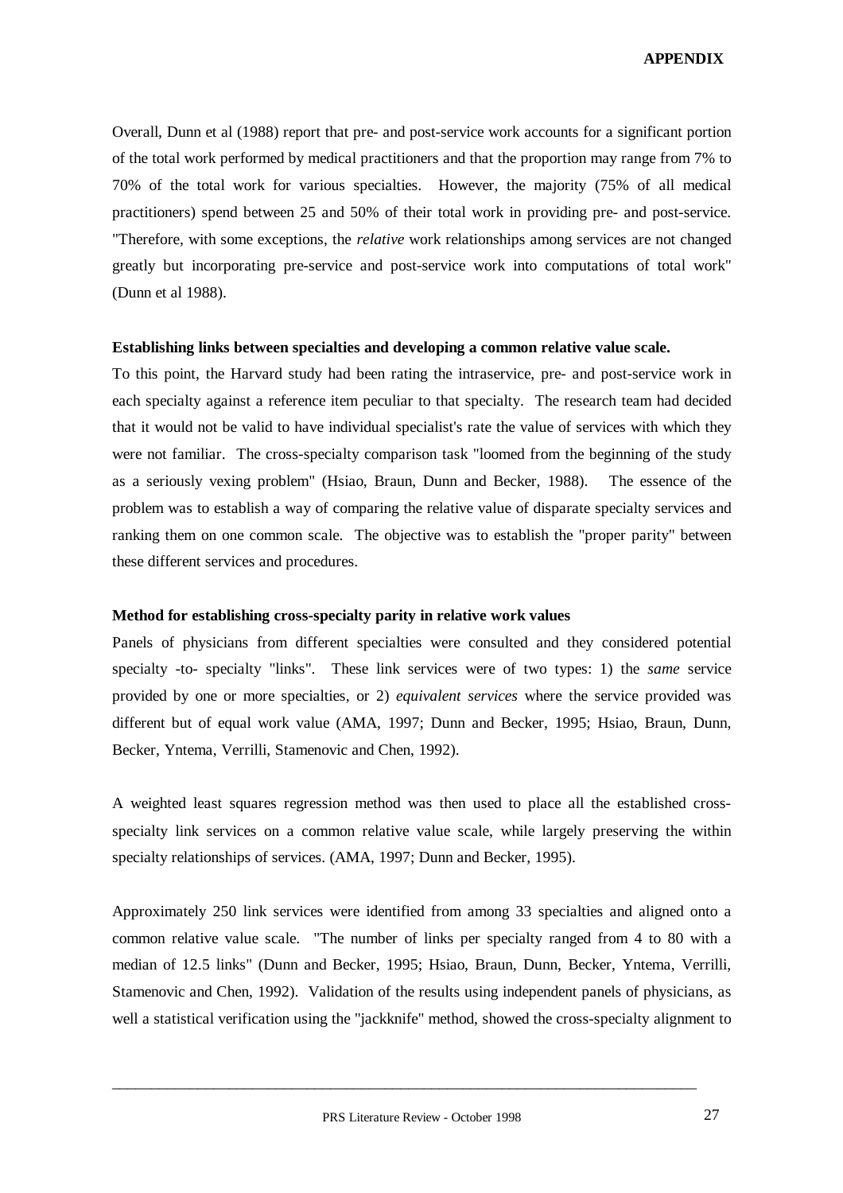Overall, Dunn et al (1988) report that pre- and post-service work accounts for a significant portion of the total work performed by medical practitioners and that the proportion may range from 7% to 70% of the total work for various specialties. However, the majority (75% of all medical practitioners) spend between 25 and 50% of their total work in providing pre- and post-service. "Therefore, with some exceptions, the *relative* work relationships among services are not changed greatly but incorporating pre-service and post-service work into computations of total work" (Dunn et al 1988).

**Establishing links between specialties and developing a common relative value scale.**

To this point, the Harvard study had been rating the intraservice, pre- and post-service work in each specialty against a reference item peculiar to that specialty. The research team had decided that it would not be valid to have individual specialist's rate the value of services with which they were not familiar. The cross-specialty comparison task "loomed from the beginning of the study as a seriously vexing problem" (Hsiao, Braun, Dunn and Becker, 1988). The essence of the problem was to establish a way of comparing the relative value of disparate specialty services and ranking them on one common scale. The objective was to establish the "proper parity" between these different services and procedures.

**Method for establishing cross-specialty parity in relative work values**

Panels of physicians from different specialties were consulted and they considered potential specialty -to- specialty "links". These link services were of two types: 1) the *same* service provided by one or more specialties, or 2) *equivalent services* where the service provided was different but of equal work value (AMA, 1997; Dunn and Becker, 1995; Hsiao, Braun, Dunn, Becker, Yntema, Verrilli, Stamenovic and Chen, 1992).

A weighted least squares regression method was then used to place all the established cross-specialty link services on a common relative value scale, while largely preserving the within specialty relationships of services. (AMA, 1997; Dunn and Becker, 1995).

Approximately 250 link services were identified from among 33 specialties and aligned onto a common relative value scale. "The number of links per specialty ranged from 4 to 80 with a median of 12.5 links" (Dunn and Becker, 1995; Hsiao, Braun, Dunn, Becker, Yntema, Verrilli, Stamenovic and Chen, 1992). Validation of the results using independent panels of physicians, as well a statistical verification using the "jackknife" method, showed the cross-specialty alignment to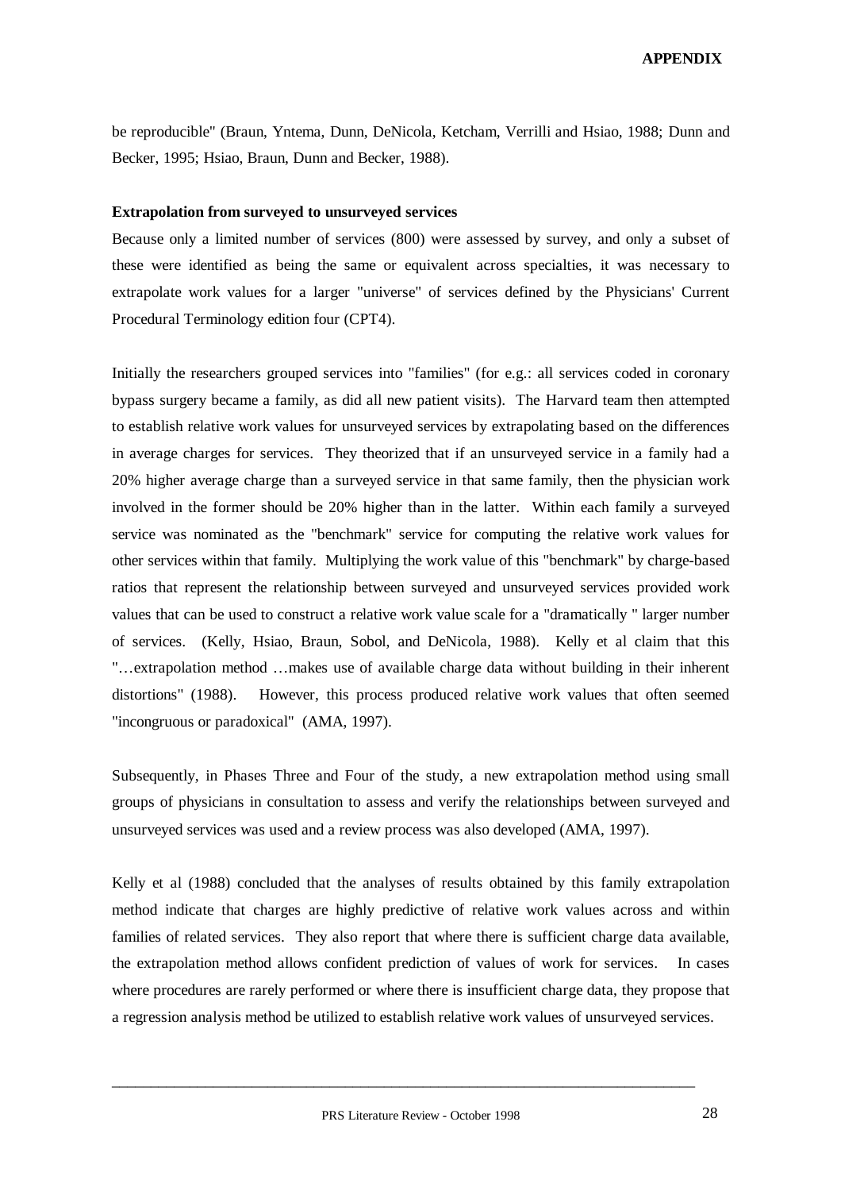be reproducible" (Braun, Yntema, Dunn, DeNicola, Ketcham, Verrilli and Hsiao, 1988; Dunn and Becker, 1995; Hsiao, Braun, Dunn and Becker, 1988).

**Extrapolation from surveyed to unsurveyed services**

Because only a limited number of services (800) were assessed by survey, and only a subset of these were identified as being the same or equivalent across specialties, it was necessary to extrapolate work values for a larger "universe" of services defined by the Physicians' Current Procedural Terminology edition four (CPT4).

Initially the researchers grouped services into "families" (for e.g.: all services coded in coronary bypass surgery became a family, as did all new patient visits). The Harvard team then attempted to establish relative work values for unsurveyed services by extrapolating based on the differences in average charges for services. They theorized that if an unsurveyed service in a family had a 20% higher average charge than a surveyed service in that same family, then the physician work involved in the former should be 20% higher than in the latter. Within each family a surveyed service was nominated as the "benchmark" service for computing the relative work values for other services within that family. Multiplying the work value of this "benchmark" by charge-based ratios that represent the relationship between surveyed and unsurveyed services provided work values that can be used to construct a relative work value scale for a "dramatically " larger number of services. (Kelly, Hsiao, Braun, Sobol, and DeNicola, 1988). Kelly et al claim that this "…extrapolation method …makes use of available charge data without building in their inherent distortions" (1988). However, this process produced relative work values that often seemed "incongruous or paradoxical" (AMA, 1997).

Subsequently, in Phases Three and Four of the study, a new extrapolation method using small groups of physicians in consultation to assess and verify the relationships between surveyed and unsurveyed services was used and a review process was also developed (AMA, 1997).

Kelly et al (1988) concluded that the analyses of results obtained by this family extrapolation method indicate that charges are highly predictive of relative work values across and within families of related services. They also report that where there is sufficient charge data available, the extrapolation method allows confident prediction of values of work for services. In cases where procedures are rarely performed or where there is insufficient charge data, they propose that a regression analysis method be utilized to establish relative work values of unsurveyed services.